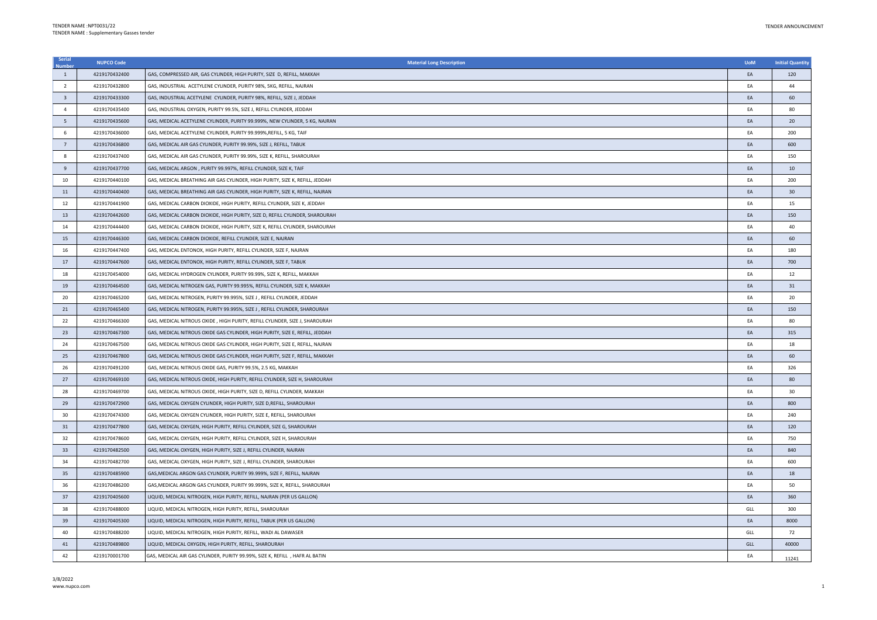TENDER NAME :NPT0031/22
TENDER NAME : Supplementary Gasses tender

TENDER ANNOUNCEMENT

| Serial Number | NUPCO Code | Material Long Description | UoM | Initial Quantity |
|---|---|---|---|---|
| 1 | 4219170432400 | GAS, COMPRESSED AIR, GAS CYLINDER, HIGH PURITY, SIZE D, REFILL, MAKKAH | EA | 120 |
| 2 | 4219170432800 | GAS, INDUSTRIAL ACETYLENE CYLINDER, PURITY 98%, 5KG, REFILL, NAJRAN | EA | 44 |
| 3 | 4219170433300 | GAS, INDUSTRIAL ACETYLENE CYLINDER, PURITY 98%, REFILL, SIZE J, JEDDAH | EA | 60 |
| 4 | 4219170435400 | GAS, INDUSTRIAL OXYGEN, PURITY 99.5%, SIZE J, REFILL CYLINDER, JEDDAH | EA | 80 |
| 5 | 4219170435600 | GAS, MEDICAL ACETYLENE CYLINDER, PURITY 99.999%, NEW CYLINDER, 5 KG, NAJRAN | EA | 20 |
| 6 | 4219170436000 | GAS, MEDICAL ACETYLENE CYLINDER, PURITY 99.999%,REFILL, 5 KG, TAIF | EA | 200 |
| 7 | 4219170436800 | GAS, MEDICAL AIR GAS CYLINDER, PURITY 99.99%, SIZE J, REFILL, TABUK | EA | 600 |
| 8 | 4219170437400 | GAS, MEDICAL AIR GAS CYLINDER, PURITY 99.99%, SIZE K, REFILL, SHAROURAH | EA | 150 |
| 9 | 4219170437700 | GAS, MEDICAL ARGON , PURITY 99.997%, REFILL CYLINDER, SIZE K, TAIF | EA | 10 |
| 10 | 4219170440100 | GAS, MEDICAL BREATHING AIR GAS CYLINDER, HIGH PURITY, SIZE K, REFILL, JEDDAH | EA | 200 |
| 11 | 4219170440400 | GAS, MEDICAL BREATHING AIR GAS CYLINDER, HIGH PURITY, SIZE K, REFILL, NAJRAN | EA | 30 |
| 12 | 4219170441900 | GAS, MEDICAL CARBON DIOXIDE, HIGH PURITY, REFILL CYLINDER, SIZE K, JEDDAH | EA | 15 |
| 13 | 4219170442600 | GAS, MEDICAL CARBON DIOXIDE, HIGH PURITY, SIZE D, REFILL CYLINDER, SHAROURAH | EA | 150 |
| 14 | 4219170444400 | GAS, MEDICAL CARBON DIOXIDE, HIGH PURITY, SIZE K, REFILL CYLINDER, SHAROURAH | EA | 40 |
| 15 | 4219170446300 | GAS, MEDICAL CARBON DIOXIDE, REFILL CYLINDER, SIZE E, NAJRAN | EA | 60 |
| 16 | 4219170447400 | GAS, MEDICAL ENTONOX, HIGH PURITY, REFILL CYLINDER, SIZE F, NAJRAN | EA | 180 |
| 17 | 4219170447600 | GAS, MEDICAL ENTONOX, HIGH PURITY, REFILL CYLINDER, SIZE F, TABUK | EA | 700 |
| 18 | 4219170454000 | GAS, MEDICAL HYDROGEN CYLINDER, PURITY 99.99%, SIZE K, REFILL, MAKKAH | EA | 12 |
| 19 | 4219170464500 | GAS, MEDICAL NITROGEN GAS, PURITY 99.995%, REFILL CYLINDER, SIZE K, MAKKAH | EA | 31 |
| 20 | 4219170465200 | GAS, MEDICAL NITROGEN, PURITY 99.995%, SIZE J , REFILL CYLINDER, JEDDAH | EA | 20 |
| 21 | 4219170465400 | GAS, MEDICAL NITROGEN, PURITY 99.995%, SIZE J , REFILL CYLINDER, SHAROURAH | EA | 150 |
| 22 | 4219170466300 | GAS, MEDICAL NITROUS OXIDE , HIGH PURITY, REFILL CYLINDER, SIZE J, SHAROURAH | EA | 80 |
| 23 | 4219170467300 | GAS, MEDICAL NITROUS OXIDE GAS CYLINDER, HIGH PURITY, SIZE E, REFILL, JEDDAH | EA | 315 |
| 24 | 4219170467500 | GAS, MEDICAL NITROUS OXIDE GAS CYLINDER, HIGH PURITY, SIZE E, REFILL, NAJRAN | EA | 18 |
| 25 | 4219170467800 | GAS, MEDICAL NITROUS OXIDE GAS CYLINDER, HIGH PURITY, SIZE F, REFILL, MAKKAH | EA | 60 |
| 26 | 4219170491200 | GAS, MEDICAL NITROUS OXIDE GAS, PURITY 99.5%, 2.5 KG, MAKKAH | EA | 326 |
| 27 | 4219170469100 | GAS, MEDICAL NITROUS OXIDE, HIGH PURITY, REFILL CYLINDER, SIZE H, SHAROURAH | EA | 80 |
| 28 | 4219170469700 | GAS, MEDICAL NITROUS OXIDE, HIGH PURITY, SIZE D, REFILL CYLINDER, MAKKAH | EA | 30 |
| 29 | 4219170472900 | GAS, MEDICAL OXYGEN CYLINDER, HIGH PURITY, SIZE D,REFILL, SHAROURAH | EA | 800 |
| 30 | 4219170474300 | GAS, MEDICAL OXYGEN CYLINDER, HIGH PURITY, SIZE E, REFILL, SHAROURAH | EA | 240 |
| 31 | 4219170477800 | GAS, MEDICAL OXYGEN, HIGH PURITY, REFILL CYLINDER, SIZE G, SHAROURAH | EA | 120 |
| 32 | 4219170478600 | GAS, MEDICAL OXYGEN, HIGH PURITY, REFILL CYLINDER, SIZE H, SHAROURAH | EA | 750 |
| 33 | 4219170482500 | GAS, MEDICAL OXYGEN, HIGH PURITY, SIZE J, REFILL CYLINDER, NAJRAN | EA | 840 |
| 34 | 4219170482700 | GAS, MEDICAL OXYGEN, HIGH PURITY, SIZE J, REFILL CYLINDER, SHAROURAH | EA | 600 |
| 35 | 4219170485900 | GAS,MEDICAL ARGON GAS CYLINDER, PURITY 99.999%, SIZE F, REFILL, NAJRAN | EA | 18 |
| 36 | 4219170486200 | GAS,MEDICAL ARGON GAS CYLINDER, PURITY 99.999%, SIZE K, REFILL, SHAROURAH | EA | 50 |
| 37 | 4219170405600 | LIQUID, MEDICAL NITROGEN, HIGH PURITY, REFILL, NAJRAN (PER US GALLON) | EA | 360 |
| 38 | 4219170488000 | LIQUID, MEDICAL NITROGEN, HIGH PURITY, REFILL, SHAROURAH | GLL | 300 |
| 39 | 4219170405300 | LIQUID, MEDICAL NITROGEN, HIGH PURITY, REFILL, TABUK (PER US GALLON) | EA | 8000 |
| 40 | 4219170488200 | LIQUID, MEDICAL NITROGEN, HIGH PURITY, REFILL, WADI AL DAWASER | GLL | 72 |
| 41 | 4219170489800 | LIQUID, MEDICAL OXYGEN, HIGH PURITY, REFILL, SHAROURAH | GLL | 40000 |
| 42 | 4219170001700 | GAS, MEDICAL AIR GAS CYLINDER, PURITY 99.99%, SIZE K, REFILL , HAFR AL BATIN | EA | 11241 |

3/8/2022
www.nupco.com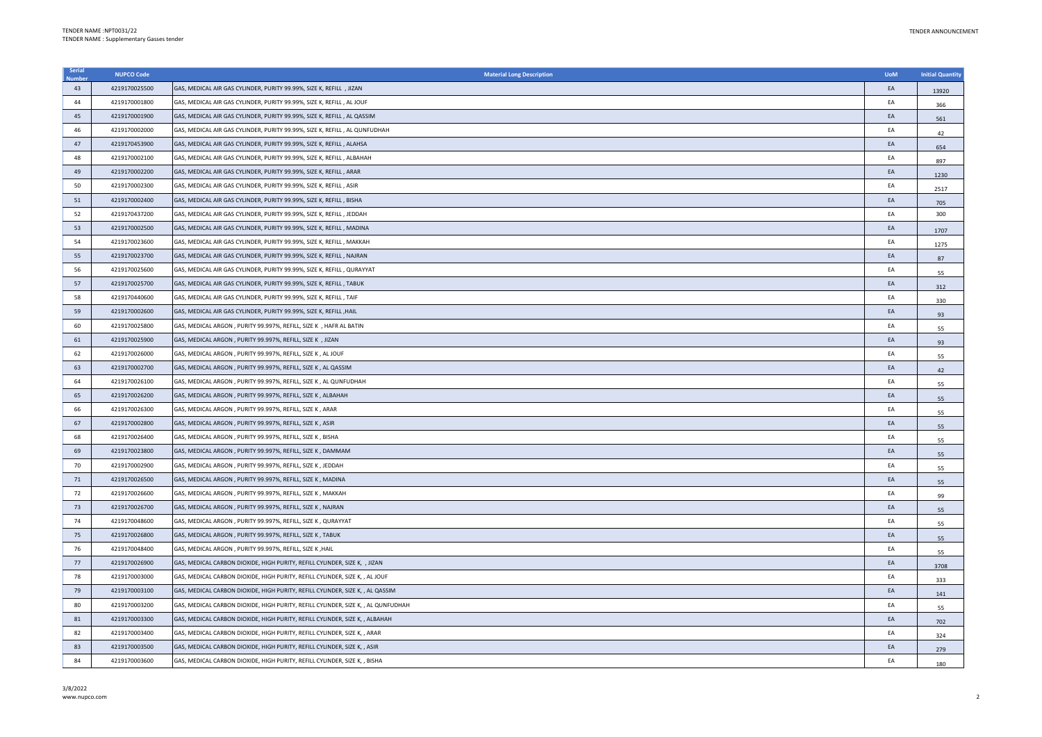| Serial Number | NUPCO Code | Material Long Description | UoM | Initial Quantity |
|---|---|---|---|---|
| 43 | 4219170025500 | GAS, MEDICAL AIR GAS CYLINDER, PURITY 99.99%, SIZE K, REFILL , JIZAN | EA | 13920 |
| 44 | 4219170001800 | GAS, MEDICAL AIR GAS CYLINDER, PURITY 99.99%, SIZE K, REFILL , AL JOUF | EA | 366 |
| 45 | 4219170001900 | GAS, MEDICAL AIR GAS CYLINDER, PURITY 99.99%, SIZE K, REFILL , AL QASSIM | EA | 561 |
| 46 | 4219170002000 | GAS, MEDICAL AIR GAS CYLINDER, PURITY 99.99%, SIZE K, REFILL , AL QUNFUDHAH | EA | 42 |
| 47 | 4219170453900 | GAS, MEDICAL AIR GAS CYLINDER, PURITY 99.99%, SIZE K, REFILL , ALAHSA | EA | 654 |
| 48 | 4219170002100 | GAS, MEDICAL AIR GAS CYLINDER, PURITY 99.99%, SIZE K, REFILL , ALBAHAH | EA | 897 |
| 49 | 4219170002200 | GAS, MEDICAL AIR GAS CYLINDER, PURITY 99.99%, SIZE K, REFILL , ARAR | EA | 1230 |
| 50 | 4219170002300 | GAS, MEDICAL AIR GAS CYLINDER, PURITY 99.99%, SIZE K, REFILL , ASIR | EA | 2517 |
| 51 | 4219170002400 | GAS, MEDICAL AIR GAS CYLINDER, PURITY 99.99%, SIZE K, REFILL , BISHA | EA | 705 |
| 52 | 4219170437200 | GAS, MEDICAL AIR GAS CYLINDER, PURITY 99.99%, SIZE K, REFILL , JEDDAH | EA | 300 |
| 53 | 4219170002500 | GAS, MEDICAL AIR GAS CYLINDER, PURITY 99.99%, SIZE K, REFILL , MADINA | EA | 1707 |
| 54 | 4219170023600 | GAS, MEDICAL AIR GAS CYLINDER, PURITY 99.99%, SIZE K, REFILL , MAKKAH | EA | 1275 |
| 55 | 4219170023700 | GAS, MEDICAL AIR GAS CYLINDER, PURITY 99.99%, SIZE K, REFILL , NAJRAN | EA | 87 |
| 56 | 4219170025600 | GAS, MEDICAL AIR GAS CYLINDER, PURITY 99.99%, SIZE K, REFILL , QURAYYAT | EA | 55 |
| 57 | 4219170025700 | GAS, MEDICAL AIR GAS CYLINDER, PURITY 99.99%, SIZE K, REFILL , TABUK | EA | 312 |
| 58 | 4219170440600 | GAS, MEDICAL AIR GAS CYLINDER, PURITY 99.99%, SIZE K, REFILL , TAIF | EA | 330 |
| 59 | 4219170002600 | GAS, MEDICAL AIR GAS CYLINDER, PURITY 99.99%, SIZE K, REFILL ,HAIL | EA | 93 |
| 60 | 4219170025800 | GAS, MEDICAL ARGON , PURITY 99.997%, REFILL, SIZE K , HAFR AL BATIN | EA | 55 |
| 61 | 4219170025900 | GAS, MEDICAL ARGON , PURITY 99.997%, REFILL, SIZE K , JIZAN | EA | 93 |
| 62 | 4219170026000 | GAS, MEDICAL ARGON , PURITY 99.997%, REFILL, SIZE K , AL JOUF | EA | 55 |
| 63 | 4219170002700 | GAS, MEDICAL ARGON , PURITY 99.997%, REFILL, SIZE K , AL QASSIM | EA | 42 |
| 64 | 4219170026100 | GAS, MEDICAL ARGON , PURITY 99.997%, REFILL, SIZE K , AL QUNFUDHAH | EA | 55 |
| 65 | 4219170026200 | GAS, MEDICAL ARGON , PURITY 99.997%, REFILL, SIZE K , ALBAHAH | EA | 55 |
| 66 | 4219170026300 | GAS, MEDICAL ARGON , PURITY 99.997%, REFILL, SIZE K , ARAR | EA | 55 |
| 67 | 4219170002800 | GAS, MEDICAL ARGON , PURITY 99.997%, REFILL, SIZE K , ASIR | EA | 55 |
| 68 | 4219170026400 | GAS, MEDICAL ARGON , PURITY 99.997%, REFILL, SIZE K , BISHA | EA | 55 |
| 69 | 4219170023800 | GAS, MEDICAL ARGON , PURITY 99.997%, REFILL, SIZE K , DAMMAM | EA | 55 |
| 70 | 4219170002900 | GAS, MEDICAL ARGON , PURITY 99.997%, REFILL, SIZE K , JEDDAH | EA | 55 |
| 71 | 4219170026500 | GAS, MEDICAL ARGON , PURITY 99.997%, REFILL, SIZE K , MADINA | EA | 55 |
| 72 | 4219170026600 | GAS, MEDICAL ARGON , PURITY 99.997%, REFILL, SIZE K , MAKKAH | EA | 99 |
| 73 | 4219170026700 | GAS, MEDICAL ARGON , PURITY 99.997%, REFILL, SIZE K , NAJRAN | EA | 55 |
| 74 | 4219170048600 | GAS, MEDICAL ARGON , PURITY 99.997%, REFILL, SIZE K , QURAYYAT | EA | 55 |
| 75 | 4219170026800 | GAS, MEDICAL ARGON , PURITY 99.997%, REFILL, SIZE K , TABUK | EA | 55 |
| 76 | 4219170048400 | GAS, MEDICAL ARGON , PURITY 99.997%, REFILL, SIZE K ,HAIL | EA | 55 |
| 77 | 4219170026900 | GAS, MEDICAL CARBON DIOXIDE, HIGH PURITY, REFILL CYLINDER, SIZE K, , JIZAN | EA | 3708 |
| 78 | 4219170003000 | GAS, MEDICAL CARBON DIOXIDE, HIGH PURITY, REFILL CYLINDER, SIZE K, , AL JOUF | EA | 333 |
| 79 | 4219170003100 | GAS, MEDICAL CARBON DIOXIDE, HIGH PURITY, REFILL CYLINDER, SIZE K, , AL QASSIM | EA | 141 |
| 80 | 4219170003200 | GAS, MEDICAL CARBON DIOXIDE, HIGH PURITY, REFILL CYLINDER, SIZE K, , AL QUNFUDHAH | EA | 55 |
| 81 | 4219170003300 | GAS, MEDICAL CARBON DIOXIDE, HIGH PURITY, REFILL CYLINDER, SIZE K, , ALBAHAH | EA | 702 |
| 82 | 4219170003400 | GAS, MEDICAL CARBON DIOXIDE, HIGH PURITY, REFILL CYLINDER, SIZE K, , ARAR | EA | 324 |
| 83 | 4219170003500 | GAS, MEDICAL CARBON DIOXIDE, HIGH PURITY, REFILL CYLINDER, SIZE K, , ASIR | EA | 279 |
| 84 | 4219170003600 | GAS, MEDICAL CARBON DIOXIDE, HIGH PURITY, REFILL CYLINDER, SIZE K, , BISHA | EA | 180 |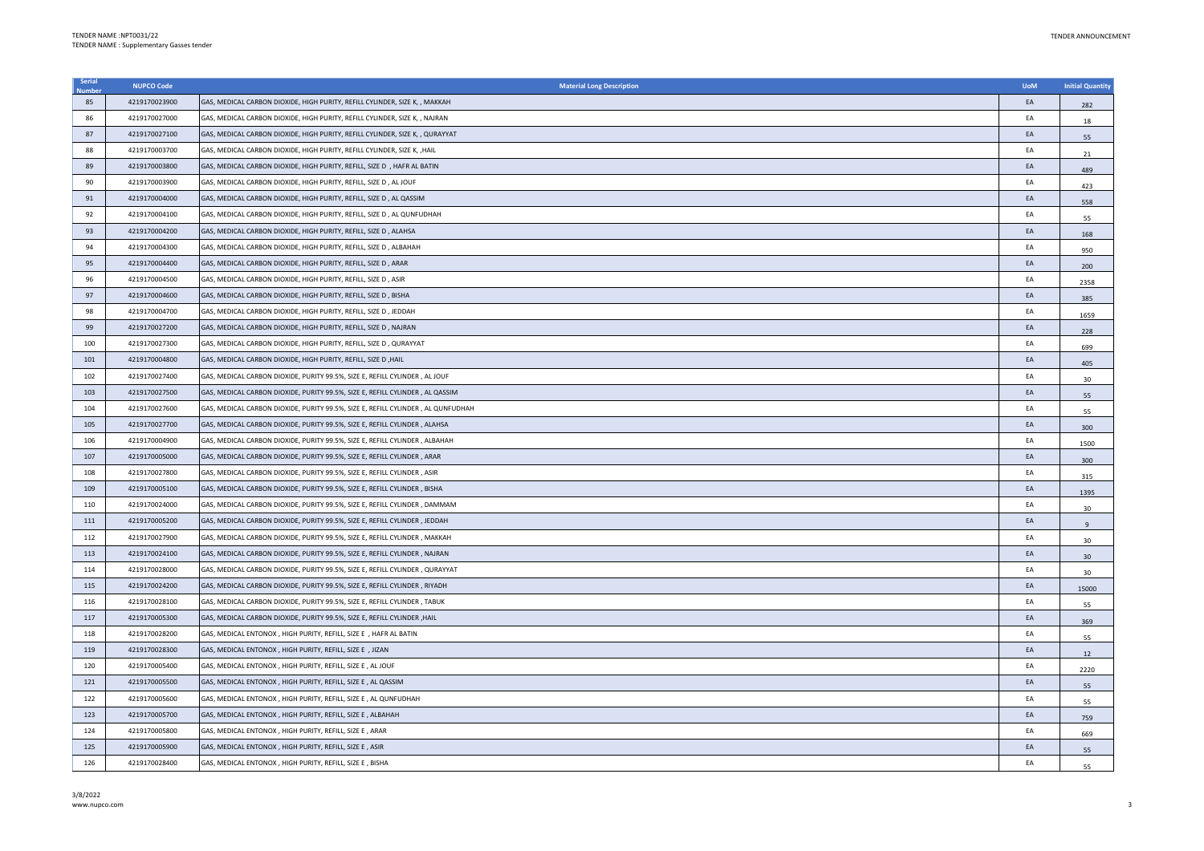| Serial Number | NUPCO Code | Material Long Description | UoM | Initial Quantity |
|---|---|---|---|---|
| 85 | 4219170023900 | GAS, MEDICAL CARBON DIOXIDE, HIGH PURITY, REFILL CYLINDER, SIZE K, , MAKKAH | EA | 282 |
| 86 | 4219170027000 | GAS, MEDICAL CARBON DIOXIDE, HIGH PURITY, REFILL CYLINDER, SIZE K, , NAJRAN | EA | 18 |
| 87 | 4219170027100 | GAS, MEDICAL CARBON DIOXIDE, HIGH PURITY, REFILL CYLINDER, SIZE K, , QURAYYAT | EA | 55 |
| 88 | 4219170003700 | GAS, MEDICAL CARBON DIOXIDE, HIGH PURITY, REFILL CYLINDER, SIZE K, ,HAIL | EA | 21 |
| 89 | 4219170003800 | GAS, MEDICAL CARBON DIOXIDE, HIGH PURITY, REFILL, SIZE D , HAFR AL BATIN | EA | 489 |
| 90 | 4219170003900 | GAS, MEDICAL CARBON DIOXIDE, HIGH PURITY, REFILL, SIZE D , AL JOUF | EA | 423 |
| 91 | 4219170004000 | GAS, MEDICAL CARBON DIOXIDE, HIGH PURITY, REFILL, SIZE D , AL QASSIM | EA | 558 |
| 92 | 4219170004100 | GAS, MEDICAL CARBON DIOXIDE, HIGH PURITY, REFILL, SIZE D , AL QUNFUDHAH | EA | 55 |
| 93 | 4219170004200 | GAS, MEDICAL CARBON DIOXIDE, HIGH PURITY, REFILL, SIZE D , ALAHSA | EA | 168 |
| 94 | 4219170004300 | GAS, MEDICAL CARBON DIOXIDE, HIGH PURITY, REFILL, SIZE D , ALBAHAH | EA | 950 |
| 95 | 4219170004400 | GAS, MEDICAL CARBON DIOXIDE, HIGH PURITY, REFILL, SIZE D , ARAR | EA | 200 |
| 96 | 4219170004500 | GAS, MEDICAL CARBON DIOXIDE, HIGH PURITY, REFILL, SIZE D , ASIR | EA | 2358 |
| 97 | 4219170004600 | GAS, MEDICAL CARBON DIOXIDE, HIGH PURITY, REFILL, SIZE D , BISHA | EA | 385 |
| 98 | 4219170004700 | GAS, MEDICAL CARBON DIOXIDE, HIGH PURITY, REFILL, SIZE D , JEDDAH | EA | 1659 |
| 99 | 4219170027200 | GAS, MEDICAL CARBON DIOXIDE, HIGH PURITY, REFILL, SIZE D , NAJRAN | EA | 228 |
| 100 | 4219170027300 | GAS, MEDICAL CARBON DIOXIDE, HIGH PURITY, REFILL, SIZE D , QURAYYAT | EA | 699 |
| 101 | 4219170004800 | GAS, MEDICAL CARBON DIOXIDE, HIGH PURITY, REFILL, SIZE D ,HAIL | EA | 405 |
| 102 | 4219170027400 | GAS, MEDICAL CARBON DIOXIDE, PURITY 99.5%, SIZE E, REFILL CYLINDER , AL JOUF | EA | 30 |
| 103 | 4219170027500 | GAS, MEDICAL CARBON DIOXIDE, PURITY 99.5%, SIZE E, REFILL CYLINDER , AL QASSIM | EA | 55 |
| 104 | 4219170027600 | GAS, MEDICAL CARBON DIOXIDE, PURITY 99.5%, SIZE E, REFILL CYLINDER , AL QUNFUDHAH | EA | 55 |
| 105 | 4219170027700 | GAS, MEDICAL CARBON DIOXIDE, PURITY 99.5%, SIZE E, REFILL CYLINDER , ALAHSA | EA | 300 |
| 106 | 4219170004900 | GAS, MEDICAL CARBON DIOXIDE, PURITY 99.5%, SIZE E, REFILL CYLINDER , ALBAHAH | EA | 1500 |
| 107 | 4219170005000 | GAS, MEDICAL CARBON DIOXIDE, PURITY 99.5%, SIZE E, REFILL CYLINDER , ARAR | EA | 300 |
| 108 | 4219170027800 | GAS, MEDICAL CARBON DIOXIDE, PURITY 99.5%, SIZE E, REFILL CYLINDER , ASIR | EA | 315 |
| 109 | 4219170005100 | GAS, MEDICAL CARBON DIOXIDE, PURITY 99.5%, SIZE E, REFILL CYLINDER , BISHA | EA | 1395 |
| 110 | 4219170024000 | GAS, MEDICAL CARBON DIOXIDE, PURITY 99.5%, SIZE E, REFILL CYLINDER , DAMMAM | EA | 30 |
| 111 | 4219170005200 | GAS, MEDICAL CARBON DIOXIDE, PURITY 99.5%, SIZE E, REFILL CYLINDER , JEDDAH | EA | 9 |
| 112 | 4219170027900 | GAS, MEDICAL CARBON DIOXIDE, PURITY 99.5%, SIZE E, REFILL CYLINDER , MAKKAH | EA | 30 |
| 113 | 4219170024100 | GAS, MEDICAL CARBON DIOXIDE, PURITY 99.5%, SIZE E, REFILL CYLINDER , NAJRAN | EA | 30 |
| 114 | 4219170028000 | GAS, MEDICAL CARBON DIOXIDE, PURITY 99.5%, SIZE E, REFILL CYLINDER , QURAYYAT | EA | 30 |
| 115 | 4219170024200 | GAS, MEDICAL CARBON DIOXIDE, PURITY 99.5%, SIZE E, REFILL CYLINDER , RIYADH | EA | 15000 |
| 116 | 4219170028100 | GAS, MEDICAL CARBON DIOXIDE, PURITY 99.5%, SIZE E, REFILL CYLINDER , TABUK | EA | 55 |
| 117 | 4219170005300 | GAS, MEDICAL CARBON DIOXIDE, PURITY 99.5%, SIZE E, REFILL CYLINDER ,HAIL | EA | 369 |
| 118 | 4219170028200 | GAS, MEDICAL ENTONOX , HIGH PURITY, REFILL, SIZE E , HAFR AL BATIN | EA | 55 |
| 119 | 4219170028300 | GAS, MEDICAL ENTONOX , HIGH PURITY, REFILL, SIZE E , JIZAN | EA | 12 |
| 120 | 4219170005400 | GAS, MEDICAL ENTONOX , HIGH PURITY, REFILL, SIZE E , AL JOUF | EA | 2220 |
| 121 | 4219170005500 | GAS, MEDICAL ENTONOX , HIGH PURITY, REFILL, SIZE E , AL QASSIM | EA | 55 |
| 122 | 4219170005600 | GAS, MEDICAL ENTONOX , HIGH PURITY, REFILL, SIZE E , AL QUNFUDHAH | EA | 55 |
| 123 | 4219170005700 | GAS, MEDICAL ENTONOX , HIGH PURITY, REFILL, SIZE E , ALBAHAH | EA | 759 |
| 124 | 4219170005800 | GAS, MEDICAL ENTONOX , HIGH PURITY, REFILL, SIZE E , ARAR | EA | 669 |
| 125 | 4219170005900 | GAS, MEDICAL ENTONOX , HIGH PURITY, REFILL, SIZE E , ASIR | EA | 55 |
| 126 | 4219170028400 | GAS, MEDICAL ENTONOX , HIGH PURITY, REFILL, SIZE E , BISHA | EA | 55 |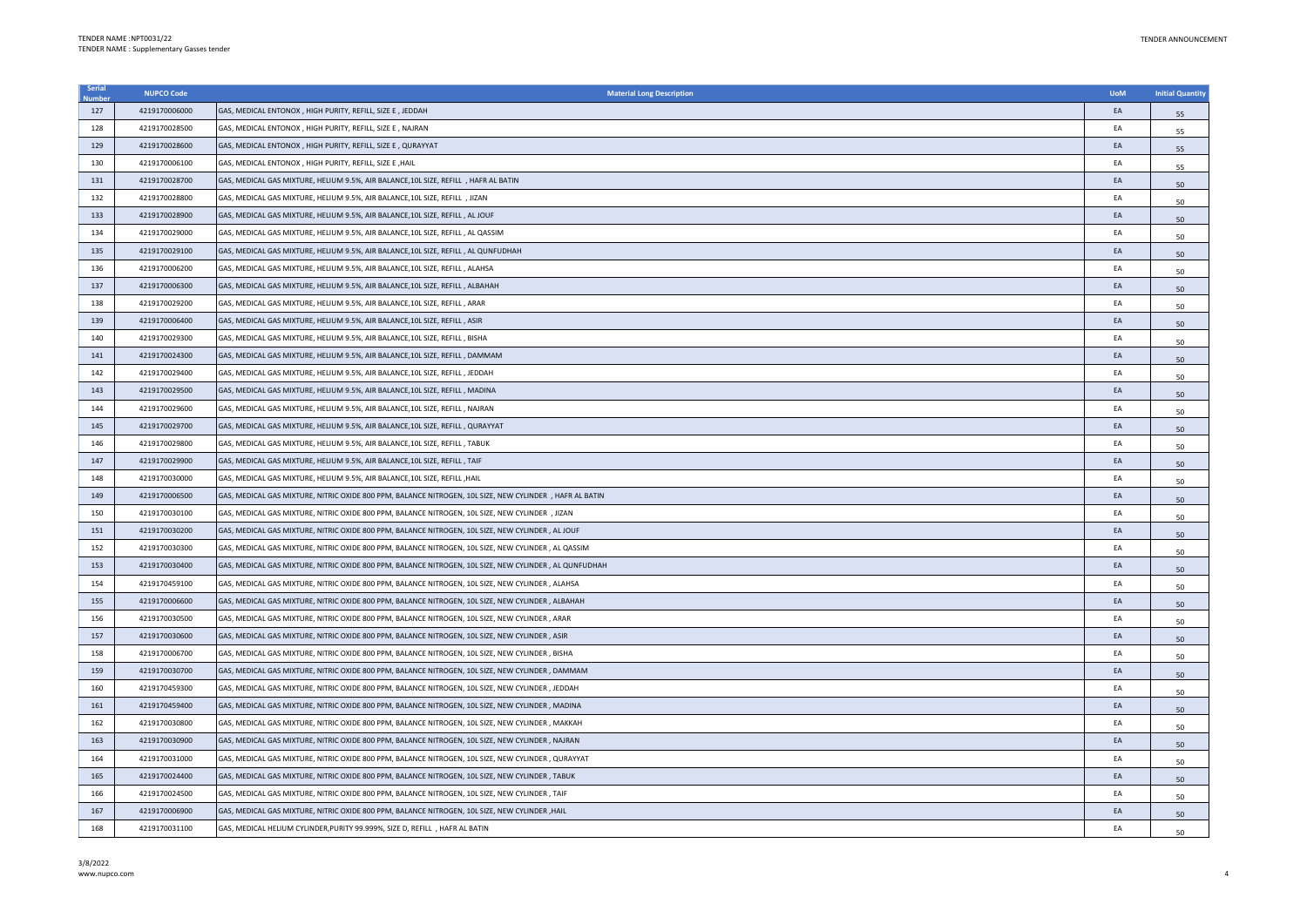| Serial Number | NUPCO Code | Material Long Description | UoM | Initial Quantity |
|---|---|---|---|---|
| 127 | 4219170006000 | GAS, MEDICAL ENTONOX , HIGH PURITY, REFILL, SIZE E , JEDDAH | EA | 55 |
| 128 | 4219170028500 | GAS, MEDICAL ENTONOX , HIGH PURITY, REFILL, SIZE E , NAJRAN | EA | 55 |
| 129 | 4219170028600 | GAS, MEDICAL ENTONOX , HIGH PURITY, REFILL, SIZE E , QURAYYAT | EA | 55 |
| 130 | 4219170006100 | GAS, MEDICAL ENTONOX , HIGH PURITY, REFILL, SIZE E ,HAIL | EA | 55 |
| 131 | 4219170028700 | GAS, MEDICAL GAS MIXTURE, HELIUM 9.5%, AIR BALANCE,10L SIZE, REFILL , HAFR AL BATIN | EA | 50 |
| 132 | 4219170028800 | GAS, MEDICAL GAS MIXTURE, HELIUM 9.5%, AIR BALANCE,10L SIZE, REFILL , JIZAN | EA | 50 |
| 133 | 4219170028900 | GAS, MEDICAL GAS MIXTURE, HELIUM 9.5%, AIR BALANCE,10L SIZE, REFILL , AL JOUF | EA | 50 |
| 134 | 4219170029000 | GAS, MEDICAL GAS MIXTURE, HELIUM 9.5%, AIR BALANCE,10L SIZE, REFILL , AL QASSIM | EA | 50 |
| 135 | 4219170029100 | GAS, MEDICAL GAS MIXTURE, HELIUM 9.5%, AIR BALANCE,10L SIZE, REFILL , AL QUNFUDHAH | EA | 50 |
| 136 | 4219170006200 | GAS, MEDICAL GAS MIXTURE, HELIUM 9.5%, AIR BALANCE,10L SIZE, REFILL , ALAHSA | EA | 50 |
| 137 | 4219170006300 | GAS, MEDICAL GAS MIXTURE, HELIUM 9.5%, AIR BALANCE,10L SIZE, REFILL , ALBAHAH | EA | 50 |
| 138 | 4219170029200 | GAS, MEDICAL GAS MIXTURE, HELIUM 9.5%, AIR BALANCE,10L SIZE, REFILL , ARAR | EA | 50 |
| 139 | 4219170006400 | GAS, MEDICAL GAS MIXTURE, HELIUM 9.5%, AIR BALANCE,10L SIZE, REFILL , ASIR | EA | 50 |
| 140 | 4219170029300 | GAS, MEDICAL GAS MIXTURE, HELIUM 9.5%, AIR BALANCE,10L SIZE, REFILL , BISHA | EA | 50 |
| 141 | 4219170024300 | GAS, MEDICAL GAS MIXTURE, HELIUM 9.5%, AIR BALANCE,10L SIZE, REFILL , DAMMAM | EA | 50 |
| 142 | 4219170029400 | GAS, MEDICAL GAS MIXTURE, HELIUM 9.5%, AIR BALANCE,10L SIZE, REFILL , JEDDAH | EA | 50 |
| 143 | 4219170029500 | GAS, MEDICAL GAS MIXTURE, HELIUM 9.5%, AIR BALANCE,10L SIZE, REFILL , MADINA | EA | 50 |
| 144 | 4219170029600 | GAS, MEDICAL GAS MIXTURE, HELIUM 9.5%, AIR BALANCE,10L SIZE, REFILL , NAJRAN | EA | 50 |
| 145 | 4219170029700 | GAS, MEDICAL GAS MIXTURE, HELIUM 9.5%, AIR BALANCE,10L SIZE, REFILL , QURAYYAT | EA | 50 |
| 146 | 4219170029800 | GAS, MEDICAL GAS MIXTURE, HELIUM 9.5%, AIR BALANCE,10L SIZE, REFILL , TABUK | EA | 50 |
| 147 | 4219170029900 | GAS, MEDICAL GAS MIXTURE, HELIUM 9.5%, AIR BALANCE,10L SIZE, REFILL , TAIF | EA | 50 |
| 148 | 4219170030000 | GAS, MEDICAL GAS MIXTURE, HELIUM 9.5%, AIR BALANCE,10L SIZE, REFILL ,HAIL | EA | 50 |
| 149 | 4219170006500 | GAS, MEDICAL GAS MIXTURE, NITRIC OXIDE 800 PPM, BALANCE NITROGEN, 10L SIZE, NEW CYLINDER , HAFR AL BATIN | EA | 50 |
| 150 | 4219170030100 | GAS, MEDICAL GAS MIXTURE, NITRIC OXIDE 800 PPM, BALANCE NITROGEN, 10L SIZE, NEW CYLINDER , JIZAN | EA | 50 |
| 151 | 4219170030200 | GAS, MEDICAL GAS MIXTURE, NITRIC OXIDE 800 PPM, BALANCE NITROGEN, 10L SIZE, NEW CYLINDER , AL JOUF | EA | 50 |
| 152 | 4219170030300 | GAS, MEDICAL GAS MIXTURE, NITRIC OXIDE 800 PPM, BALANCE NITROGEN, 10L SIZE, NEW CYLINDER , AL QASSIM | EA | 50 |
| 153 | 4219170030400 | GAS, MEDICAL GAS MIXTURE, NITRIC OXIDE 800 PPM, BALANCE NITROGEN, 10L SIZE, NEW CYLINDER , AL QUNFUDHAH | EA | 50 |
| 154 | 4219170459100 | GAS, MEDICAL GAS MIXTURE, NITRIC OXIDE 800 PPM, BALANCE NITROGEN, 10L SIZE, NEW CYLINDER , ALAHSA | EA | 50 |
| 155 | 4219170006600 | GAS, MEDICAL GAS MIXTURE, NITRIC OXIDE 800 PPM, BALANCE NITROGEN, 10L SIZE, NEW CYLINDER , ALBAHAH | EA | 50 |
| 156 | 4219170030500 | GAS, MEDICAL GAS MIXTURE, NITRIC OXIDE 800 PPM, BALANCE NITROGEN, 10L SIZE, NEW CYLINDER , ARAR | EA | 50 |
| 157 | 4219170030600 | GAS, MEDICAL GAS MIXTURE, NITRIC OXIDE 800 PPM, BALANCE NITROGEN, 10L SIZE, NEW CYLINDER , ASIR | EA | 50 |
| 158 | 4219170006700 | GAS, MEDICAL GAS MIXTURE, NITRIC OXIDE 800 PPM, BALANCE NITROGEN, 10L SIZE, NEW CYLINDER , BISHA | EA | 50 |
| 159 | 4219170030700 | GAS, MEDICAL GAS MIXTURE, NITRIC OXIDE 800 PPM, BALANCE NITROGEN, 10L SIZE, NEW CYLINDER , DAMMAM | EA | 50 |
| 160 | 4219170459300 | GAS, MEDICAL GAS MIXTURE, NITRIC OXIDE 800 PPM, BALANCE NITROGEN, 10L SIZE, NEW CYLINDER , JEDDAH | EA | 50 |
| 161 | 4219170459400 | GAS, MEDICAL GAS MIXTURE, NITRIC OXIDE 800 PPM, BALANCE NITROGEN, 10L SIZE, NEW CYLINDER , MADINA | EA | 50 |
| 162 | 4219170030800 | GAS, MEDICAL GAS MIXTURE, NITRIC OXIDE 800 PPM, BALANCE NITROGEN, 10L SIZE, NEW CYLINDER , MAKKAH | EA | 50 |
| 163 | 4219170030900 | GAS, MEDICAL GAS MIXTURE, NITRIC OXIDE 800 PPM, BALANCE NITROGEN, 10L SIZE, NEW CYLINDER , NAJRAN | EA | 50 |
| 164 | 4219170031000 | GAS, MEDICAL GAS MIXTURE, NITRIC OXIDE 800 PPM, BALANCE NITROGEN, 10L SIZE, NEW CYLINDER , QURAYYAT | EA | 50 |
| 165 | 4219170024400 | GAS, MEDICAL GAS MIXTURE, NITRIC OXIDE 800 PPM, BALANCE NITROGEN, 10L SIZE, NEW CYLINDER , TABUK | EA | 50 |
| 166 | 4219170024500 | GAS, MEDICAL GAS MIXTURE, NITRIC OXIDE 800 PPM, BALANCE NITROGEN, 10L SIZE, NEW CYLINDER , TAIF | EA | 50 |
| 167 | 4219170006900 | GAS, MEDICAL GAS MIXTURE, NITRIC OXIDE 800 PPM, BALANCE NITROGEN, 10L SIZE, NEW CYLINDER ,HAIL | EA | 50 |
| 168 | 4219170031100 | GAS, MEDICAL HELIUM CYLINDER,PURITY 99.999%, SIZE D, REFILL , HAFR AL BATIN | EA | 50 |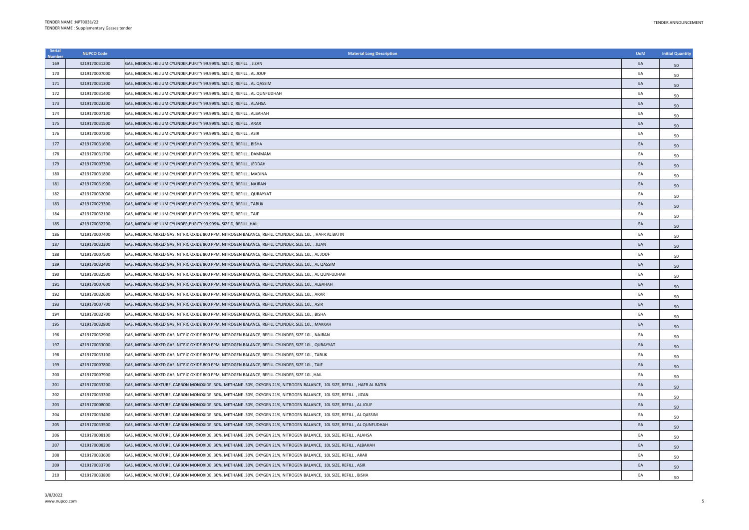| Serial Number | NUPCO Code | Material Long Description | UoM | Initial Quantity |
|---|---|---|---|---|
| 169 | 4219170031200 | GAS, MEDICAL HELIUM CYLINDER,PURITY 99.999%, SIZE D, REFILL , JIZAN | EA | 50 |
| 170 | 4219170007000 | GAS, MEDICAL HELIUM CYLINDER,PURITY 99.999%, SIZE D, REFILL , AL JOUF | EA | 50 |
| 171 | 4219170031300 | GAS, MEDICAL HELIUM CYLINDER,PURITY 99.999%, SIZE D, REFILL , AL QASSIM | EA | 50 |
| 172 | 4219170031400 | GAS, MEDICAL HELIUM CYLINDER,PURITY 99.999%, SIZE D, REFILL , AL QUNFUDHAH | EA | 50 |
| 173 | 4219170023200 | GAS, MEDICAL HELIUM CYLINDER,PURITY 99.999%, SIZE D, REFILL , ALAHSA | EA | 50 |
| 174 | 4219170007100 | GAS, MEDICAL HELIUM CYLINDER,PURITY 99.999%, SIZE D, REFILL , ALBAHAH | EA | 50 |
| 175 | 4219170031500 | GAS, MEDICAL HELIUM CYLINDER,PURITY 99.999%, SIZE D, REFILL , ARAR | EA | 50 |
| 176 | 4219170007200 | GAS, MEDICAL HELIUM CYLINDER,PURITY 99.999%, SIZE D, REFILL , ASIR | EA | 50 |
| 177 | 4219170031600 | GAS, MEDICAL HELIUM CYLINDER,PURITY 99.999%, SIZE D, REFILL , BISHA | EA | 50 |
| 178 | 4219170031700 | GAS, MEDICAL HELIUM CYLINDER,PURITY 99.999%, SIZE D, REFILL , DAMMAM | EA | 50 |
| 179 | 4219170007300 | GAS, MEDICAL HELIUM CYLINDER,PURITY 99.999%, SIZE D, REFILL , JEDDAH | EA | 50 |
| 180 | 4219170031800 | GAS, MEDICAL HELIUM CYLINDER,PURITY 99.999%, SIZE D, REFILL , MADINA | EA | 50 |
| 181 | 4219170031900 | GAS, MEDICAL HELIUM CYLINDER,PURITY 99.999%, SIZE D, REFILL , NAJRAN | EA | 50 |
| 182 | 4219170032000 | GAS, MEDICAL HELIUM CYLINDER,PURITY 99.999%, SIZE D, REFILL , QURAYYAT | EA | 50 |
| 183 | 4219170023300 | GAS, MEDICAL HELIUM CYLINDER,PURITY 99.999%, SIZE D, REFILL , TABUK | EA | 50 |
| 184 | 4219170032100 | GAS, MEDICAL HELIUM CYLINDER,PURITY 99.999%, SIZE D, REFILL , TAIF | EA | 50 |
| 185 | 4219170032200 | GAS, MEDICAL HELIUM CYLINDER,PURITY 99.999%, SIZE D, REFILL ,HAIL | EA | 50 |
| 186 | 4219170007400 | GAS, MEDICAL MIXED GAS, NITRIC OXIDE 800 PPM, NITROGEN BALANCE, REFILL CYLINDER, SIZE 10L , HAFR AL BATIN | EA | 50 |
| 187 | 4219170032300 | GAS, MEDICAL MIXED GAS, NITRIC OXIDE 800 PPM, NITROGEN BALANCE, REFILL CYLINDER, SIZE 10L , JIZAN | EA | 50 |
| 188 | 4219170007500 | GAS, MEDICAL MIXED GAS, NITRIC OXIDE 800 PPM, NITROGEN BALANCE, REFILL CYLINDER, SIZE 10L , AL JOUF | EA | 50 |
| 189 | 4219170032400 | GAS, MEDICAL MIXED GAS, NITRIC OXIDE 800 PPM, NITROGEN BALANCE, REFILL CYLINDER, SIZE 10L , AL QASSIM | EA | 50 |
| 190 | 4219170032500 | GAS, MEDICAL MIXED GAS, NITRIC OXIDE 800 PPM, NITROGEN BALANCE, REFILL CYLINDER, SIZE 10L , AL QUNFUDHAH | EA | 50 |
| 191 | 4219170007600 | GAS, MEDICAL MIXED GAS, NITRIC OXIDE 800 PPM, NITROGEN BALANCE, REFILL CYLINDER, SIZE 10L , ALBAHAH | EA | 50 |
| 192 | 4219170032600 | GAS, MEDICAL MIXED GAS, NITRIC OXIDE 800 PPM, NITROGEN BALANCE, REFILL CYLINDER, SIZE 10L , ARAR | EA | 50 |
| 193 | 4219170007700 | GAS, MEDICAL MIXED GAS, NITRIC OXIDE 800 PPM, NITROGEN BALANCE, REFILL CYLINDER, SIZE 10L , ASIR | EA | 50 |
| 194 | 4219170032700 | GAS, MEDICAL MIXED GAS, NITRIC OXIDE 800 PPM, NITROGEN BALANCE, REFILL CYLINDER, SIZE 10L , BISHA | EA | 50 |
| 195 | 4219170032800 | GAS, MEDICAL MIXED GAS, NITRIC OXIDE 800 PPM, NITROGEN BALANCE, REFILL CYLINDER, SIZE 10L , MAKKAH | EA | 50 |
| 196 | 4219170032900 | GAS, MEDICAL MIXED GAS, NITRIC OXIDE 800 PPM, NITROGEN BALANCE, REFILL CYLINDER, SIZE 10L , NAJRAN | EA | 50 |
| 197 | 4219170033000 | GAS, MEDICAL MIXED GAS, NITRIC OXIDE 800 PPM, NITROGEN BALANCE, REFILL CYLINDER, SIZE 10L , QURAYYAT | EA | 50 |
| 198 | 4219170033100 | GAS, MEDICAL MIXED GAS, NITRIC OXIDE 800 PPM, NITROGEN BALANCE, REFILL CYLINDER, SIZE 10L , TABUK | EA | 50 |
| 199 | 4219170007800 | GAS, MEDICAL MIXED GAS, NITRIC OXIDE 800 PPM, NITROGEN BALANCE, REFILL CYLINDER, SIZE 10L , TAIF | EA | 50 |
| 200 | 4219170007900 | GAS, MEDICAL MIXED GAS, NITRIC OXIDE 800 PPM, NITROGEN BALANCE, REFILL CYLINDER, SIZE 10L ,HAIL | EA | 50 |
| 201 | 4219170033200 | GAS, MEDICAL MIXTURE, CARBON MONOXIDE .30%, METHANE .30%, OXYGEN 21%, NITROGEN BALANCE, 10L SIZE, REFILL , HAFR AL BATIN | EA | 50 |
| 202 | 4219170033300 | GAS, MEDICAL MIXTURE, CARBON MONOXIDE .30%, METHANE .30%, OXYGEN 21%, NITROGEN BALANCE, 10L SIZE, REFILL , JIZAN | EA | 50 |
| 203 | 4219170008000 | GAS, MEDICAL MIXTURE, CARBON MONOXIDE .30%, METHANE .30%, OXYGEN 21%, NITROGEN BALANCE, 10L SIZE, REFILL , AL JOUF | EA | 50 |
| 204 | 4219170033400 | GAS, MEDICAL MIXTURE, CARBON MONOXIDE .30%, METHANE .30%, OXYGEN 21%, NITROGEN BALANCE, 10L SIZE, REFILL , AL QASSIM | EA | 50 |
| 205 | 4219170033500 | GAS, MEDICAL MIXTURE, CARBON MONOXIDE .30%, METHANE .30%, OXYGEN 21%, NITROGEN BALANCE, 10L SIZE, REFILL , AL QUNFUDHAH | EA | 50 |
| 206 | 4219170008100 | GAS, MEDICAL MIXTURE, CARBON MONOXIDE .30%, METHANE .30%, OXYGEN 21%, NITROGEN BALANCE, 10L SIZE, REFILL , ALAHSA | EA | 50 |
| 207 | 4219170008200 | GAS, MEDICAL MIXTURE, CARBON MONOXIDE .30%, METHANE .30%, OXYGEN 21%, NITROGEN BALANCE, 10L SIZE, REFILL , ALBAHAH | EA | 50 |
| 208 | 4219170033600 | GAS, MEDICAL MIXTURE, CARBON MONOXIDE .30%, METHANE .30%, OXYGEN 21%, NITROGEN BALANCE, 10L SIZE, REFILL , ARAR | EA | 50 |
| 209 | 4219170033700 | GAS, MEDICAL MIXTURE, CARBON MONOXIDE .30%, METHANE .30%, OXYGEN 21%, NITROGEN BALANCE, 10L SIZE, REFILL , ASIR | EA | 50 |
| 210 | 4219170033800 | GAS, MEDICAL MIXTURE, CARBON MONOXIDE .30%, METHANE .30%, OXYGEN 21%, NITROGEN BALANCE, 10L SIZE, REFILL , BISHA | EA | 50 |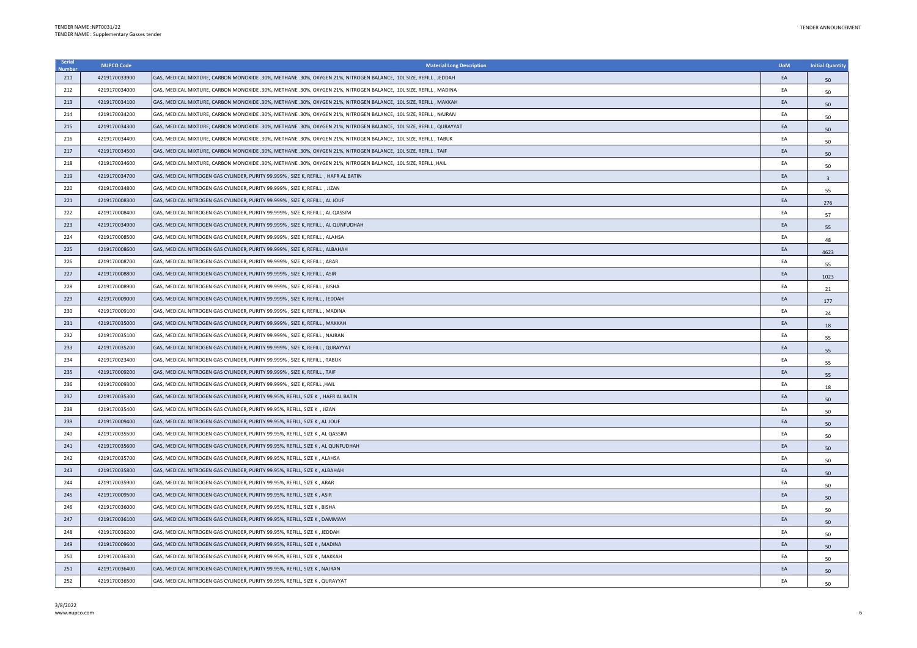| Serial Number | NUPCO Code | Material Long Description | UoM | Initial Quantity |
|---|---|---|---|---|
| 211 | 4219170033900 | GAS, MEDICAL MIXTURE, CARBON MONOXIDE .30%, METHANE .30%, OXYGEN 21%, NITROGEN BALANCE, 10L SIZE, REFILL , JEDDAH | EA | 50 |
| 212 | 4219170034000 | GAS, MEDICAL MIXTURE, CARBON MONOXIDE .30%, METHANE .30%, OXYGEN 21%, NITROGEN BALANCE, 10L SIZE, REFILL , MADINA | EA | 50 |
| 213 | 4219170034100 | GAS, MEDICAL MIXTURE, CARBON MONOXIDE .30%, METHANE .30%, OXYGEN 21%, NITROGEN BALANCE, 10L SIZE, REFILL , MAKKAH | EA | 50 |
| 214 | 4219170034200 | GAS, MEDICAL MIXTURE, CARBON MONOXIDE .30%, METHANE .30%, OXYGEN 21%, NITROGEN BALANCE, 10L SIZE, REFILL , NAJRAN | EA | 50 |
| 215 | 4219170034300 | GAS, MEDICAL MIXTURE, CARBON MONOXIDE .30%, METHANE .30%, OXYGEN 21%, NITROGEN BALANCE, 10L SIZE, REFILL , QURAYYAT | EA | 50 |
| 216 | 4219170034400 | GAS, MEDICAL MIXTURE, CARBON MONOXIDE .30%, METHANE .30%, OXYGEN 21%, NITROGEN BALANCE, 10L SIZE, REFILL , TABUK | EA | 50 |
| 217 | 4219170034500 | GAS, MEDICAL MIXTURE, CARBON MONOXIDE .30%, METHANE .30%, OXYGEN 21%, NITROGEN BALANCE, 10L SIZE, REFILL , TAIF | EA | 50 |
| 218 | 4219170034600 | GAS, MEDICAL MIXTURE, CARBON MONOXIDE .30%, METHANE .30%, OXYGEN 21%, NITROGEN BALANCE, 10L SIZE, REFILL ,HAIL | EA | 50 |
| 219 | 4219170034700 | GAS, MEDICAL NITROGEN GAS CYLINDER, PURITY 99.999% , SIZE K, REFILL , HAFR AL BATIN | EA | 3 |
| 220 | 4219170034800 | GAS, MEDICAL NITROGEN GAS CYLINDER, PURITY 99.999% , SIZE K, REFILL , JIZAN | EA | 55 |
| 221 | 4219170008300 | GAS, MEDICAL NITROGEN GAS CYLINDER, PURITY 99.999% , SIZE K, REFILL , AL JOUF | EA | 276 |
| 222 | 4219170008400 | GAS, MEDICAL NITROGEN GAS CYLINDER, PURITY 99.999% , SIZE K, REFILL , AL QASSIM | EA | 57 |
| 223 | 4219170034900 | GAS, MEDICAL NITROGEN GAS CYLINDER, PURITY 99.999% , SIZE K, REFILL , AL QUNFUDHAH | EA | 55 |
| 224 | 4219170008500 | GAS, MEDICAL NITROGEN GAS CYLINDER, PURITY 99.999% , SIZE K, REFILL , ALAHSA | EA | 48 |
| 225 | 4219170008600 | GAS, MEDICAL NITROGEN GAS CYLINDER, PURITY 99.999% , SIZE K, REFILL , ALBAHAH | EA | 4623 |
| 226 | 4219170008700 | GAS, MEDICAL NITROGEN GAS CYLINDER, PURITY 99.999% , SIZE K, REFILL , ARAR | EA | 55 |
| 227 | 4219170008800 | GAS, MEDICAL NITROGEN GAS CYLINDER, PURITY 99.999% , SIZE K, REFILL , ASIR | EA | 1023 |
| 228 | 4219170008900 | GAS, MEDICAL NITROGEN GAS CYLINDER, PURITY 99.999% , SIZE K, REFILL , BISHA | EA | 21 |
| 229 | 4219170009000 | GAS, MEDICAL NITROGEN GAS CYLINDER, PURITY 99.999% , SIZE K, REFILL , JEDDAH | EA | 177 |
| 230 | 4219170009100 | GAS, MEDICAL NITROGEN GAS CYLINDER, PURITY 99.999% , SIZE K, REFILL , MADINA | EA | 24 |
| 231 | 4219170035000 | GAS, MEDICAL NITROGEN GAS CYLINDER, PURITY 99.999% , SIZE K, REFILL , MAKKAH | EA | 18 |
| 232 | 4219170035100 | GAS, MEDICAL NITROGEN GAS CYLINDER, PURITY 99.999% , SIZE K, REFILL , NAJRAN | EA | 55 |
| 233 | 4219170035200 | GAS, MEDICAL NITROGEN GAS CYLINDER, PURITY 99.999% , SIZE K, REFILL , QURAYYAT | EA | 55 |
| 234 | 4219170023400 | GAS, MEDICAL NITROGEN GAS CYLINDER, PURITY 99.999% , SIZE K, REFILL , TABUK | EA | 55 |
| 235 | 4219170009200 | GAS, MEDICAL NITROGEN GAS CYLINDER, PURITY 99.999% , SIZE K, REFILL , TAIF | EA | 55 |
| 236 | 4219170009300 | GAS, MEDICAL NITROGEN GAS CYLINDER, PURITY 99.999% , SIZE K, REFILL ,HAIL | EA | 18 |
| 237 | 4219170035300 | GAS, MEDICAL NITROGEN GAS CYLINDER, PURITY 99.95%, REFILL, SIZE K , HAFR AL BATIN | EA | 50 |
| 238 | 4219170035400 | GAS, MEDICAL NITROGEN GAS CYLINDER, PURITY 99.95%, REFILL, SIZE K , JIZAN | EA | 50 |
| 239 | 4219170009400 | GAS, MEDICAL NITROGEN GAS CYLINDER, PURITY 99.95%, REFILL, SIZE K , AL JOUF | EA | 50 |
| 240 | 4219170035500 | GAS, MEDICAL NITROGEN GAS CYLINDER, PURITY 99.95%, REFILL, SIZE K , AL QASSIM | EA | 50 |
| 241 | 4219170035600 | GAS, MEDICAL NITROGEN GAS CYLINDER, PURITY 99.95%, REFILL, SIZE K , AL QUNFUDHAH | EA | 50 |
| 242 | 4219170035700 | GAS, MEDICAL NITROGEN GAS CYLINDER, PURITY 99.95%, REFILL, SIZE K , ALAHSA | EA | 50 |
| 243 | 4219170035800 | GAS, MEDICAL NITROGEN GAS CYLINDER, PURITY 99.95%, REFILL, SIZE K , ALBAHAH | EA | 50 |
| 244 | 4219170035900 | GAS, MEDICAL NITROGEN GAS CYLINDER, PURITY 99.95%, REFILL, SIZE K , ARAR | EA | 50 |
| 245 | 4219170009500 | GAS, MEDICAL NITROGEN GAS CYLINDER, PURITY 99.95%, REFILL, SIZE K , ASIR | EA | 50 |
| 246 | 4219170036000 | GAS, MEDICAL NITROGEN GAS CYLINDER, PURITY 99.95%, REFILL, SIZE K , BISHA | EA | 50 |
| 247 | 4219170036100 | GAS, MEDICAL NITROGEN GAS CYLINDER, PURITY 99.95%, REFILL, SIZE K , DAMMAM | EA | 50 |
| 248 | 4219170036200 | GAS, MEDICAL NITROGEN GAS CYLINDER, PURITY 99.95%, REFILL, SIZE K , JEDDAH | EA | 50 |
| 249 | 4219170009600 | GAS, MEDICAL NITROGEN GAS CYLINDER, PURITY 99.95%, REFILL, SIZE K , MADINA | EA | 50 |
| 250 | 4219170036300 | GAS, MEDICAL NITROGEN GAS CYLINDER, PURITY 99.95%, REFILL, SIZE K , MAKKAH | EA | 50 |
| 251 | 4219170036400 | GAS, MEDICAL NITROGEN GAS CYLINDER, PURITY 99.95%, REFILL, SIZE K , NAJRAN | EA | 50 |
| 252 | 4219170036500 | GAS, MEDICAL NITROGEN GAS CYLINDER, PURITY 99.95%, REFILL, SIZE K , QURAYYAT | EA | 50 |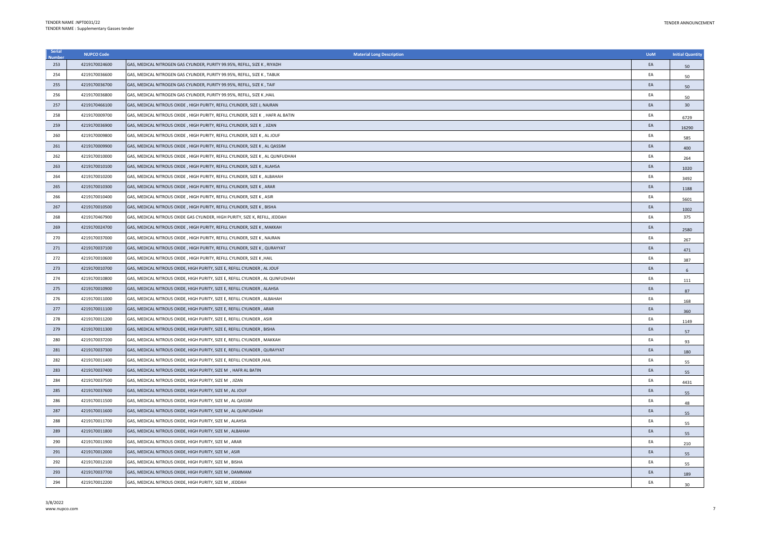| Serial Number | NUPCO Code | Material Long Description | UoM | Initial Quantity |
|---|---|---|---|---|
| 253 | 4219170024600 | GAS, MEDICAL NITROGEN GAS CYLINDER, PURITY 99.95%, REFILL, SIZE K , RIYADH | EA | 50 |
| 254 | 4219170036600 | GAS, MEDICAL NITROGEN GAS CYLINDER, PURITY 99.95%, REFILL, SIZE K , TABUK | EA | 50 |
| 255 | 4219170036700 | GAS, MEDICAL NITROGEN GAS CYLINDER, PURITY 99.95%, REFILL, SIZE K , TAIF | EA | 50 |
| 256 | 4219170036800 | GAS, MEDICAL NITROGEN GAS CYLINDER, PURITY 99.95%, REFILL, SIZE K ,HAIL | EA | 50 |
| 257 | 4219170466100 | GAS, MEDICAL NITROUS OXIDE , HIGH PURITY, REFILL CYLINDER, SIZE J, NAJRAN | EA | 30 |
| 258 | 4219170009700 | GAS, MEDICAL NITROUS OXIDE , HIGH PURITY, REFILL CYLINDER, SIZE K , HAFR AL BATIN | EA | 6729 |
| 259 | 4219170036900 | GAS, MEDICAL NITROUS OXIDE , HIGH PURITY, REFILL CYLINDER, SIZE K , JIZAN | EA | 16290 |
| 260 | 4219170009800 | GAS, MEDICAL NITROUS OXIDE , HIGH PURITY, REFILL CYLINDER, SIZE K , AL JOUF | EA | 585 |
| 261 | 4219170009900 | GAS, MEDICAL NITROUS OXIDE , HIGH PURITY, REFILL CYLINDER, SIZE K , AL QASSIM | EA | 400 |
| 262 | 4219170010000 | GAS, MEDICAL NITROUS OXIDE , HIGH PURITY, REFILL CYLINDER, SIZE K , AL QUNFUDHAH | EA | 264 |
| 263 | 4219170010100 | GAS, MEDICAL NITROUS OXIDE , HIGH PURITY, REFILL CYLINDER, SIZE K , ALAHSA | EA | 1020 |
| 264 | 4219170010200 | GAS, MEDICAL NITROUS OXIDE , HIGH PURITY, REFILL CYLINDER, SIZE K , ALBAHAH | EA | 3492 |
| 265 | 4219170010300 | GAS, MEDICAL NITROUS OXIDE , HIGH PURITY, REFILL CYLINDER, SIZE K , ARAR | EA | 1188 |
| 266 | 4219170010400 | GAS, MEDICAL NITROUS OXIDE , HIGH PURITY, REFILL CYLINDER, SIZE K , ASIR | EA | 5601 |
| 267 | 4219170010500 | GAS, MEDICAL NITROUS OXIDE , HIGH PURITY, REFILL CYLINDER, SIZE K , BISHA | EA | 1002 |
| 268 | 4219170467900 | GAS, MEDICAL NITROUS OXIDE GAS CYLINDER, HIGH PURITY, SIZE K, REFILL, JEDDAH | EA | 375 |
| 269 | 4219170024700 | GAS, MEDICAL NITROUS OXIDE , HIGH PURITY, REFILL CYLINDER, SIZE K , MAKKAH | EA | 2580 |
| 270 | 4219170037000 | GAS, MEDICAL NITROUS OXIDE , HIGH PURITY, REFILL CYLINDER, SIZE K , NAJRAN | EA | 267 |
| 271 | 4219170037100 | GAS, MEDICAL NITROUS OXIDE , HIGH PURITY, REFILL CYLINDER, SIZE K , QURAYYAT | EA | 471 |
| 272 | 4219170010600 | GAS, MEDICAL NITROUS OXIDE , HIGH PURITY, REFILL CYLINDER, SIZE K ,HAIL | EA | 387 |
| 273 | 4219170010700 | GAS, MEDICAL NITROUS OXIDE, HIGH PURITY, SIZE E, REFILL CYLINDER , AL JOUF | EA | 6 |
| 274 | 4219170010800 | GAS, MEDICAL NITROUS OXIDE, HIGH PURITY, SIZE E, REFILL CYLINDER , AL QUNFUDHAH | EA | 111 |
| 275 | 4219170010900 | GAS, MEDICAL NITROUS OXIDE, HIGH PURITY, SIZE E, REFILL CYLINDER , ALAHSA | EA | 87 |
| 276 | 4219170011000 | GAS, MEDICAL NITROUS OXIDE, HIGH PURITY, SIZE E, REFILL CYLINDER , ALBAHAH | EA | 168 |
| 277 | 4219170011100 | GAS, MEDICAL NITROUS OXIDE, HIGH PURITY, SIZE E, REFILL CYLINDER , ARAR | EA | 360 |
| 278 | 4219170011200 | GAS, MEDICAL NITROUS OXIDE, HIGH PURITY, SIZE E, REFILL CYLINDER , ASIR | EA | 1149 |
| 279 | 4219170011300 | GAS, MEDICAL NITROUS OXIDE, HIGH PURITY, SIZE E, REFILL CYLINDER , BISHA | EA | 57 |
| 280 | 4219170037200 | GAS, MEDICAL NITROUS OXIDE, HIGH PURITY, SIZE E, REFILL CYLINDER , MAKKAH | EA | 93 |
| 281 | 4219170037300 | GAS, MEDICAL NITROUS OXIDE, HIGH PURITY, SIZE E, REFILL CYLINDER , QURAYYAT | EA | 180 |
| 282 | 4219170011400 | GAS, MEDICAL NITROUS OXIDE, HIGH PURITY, SIZE E, REFILL CYLINDER ,HAIL | EA | 55 |
| 283 | 4219170037400 | GAS, MEDICAL NITROUS OXIDE, HIGH PURITY, SIZE M , HAFR AL BATIN | EA | 55 |
| 284 | 4219170037500 | GAS, MEDICAL NITROUS OXIDE, HIGH PURITY, SIZE M , JIZAN | EA | 4431 |
| 285 | 4219170037600 | GAS, MEDICAL NITROUS OXIDE, HIGH PURITY, SIZE M , AL JOUF | EA | 55 |
| 286 | 4219170011500 | GAS, MEDICAL NITROUS OXIDE, HIGH PURITY, SIZE M , AL QASSIM | EA | 48 |
| 287 | 4219170011600 | GAS, MEDICAL NITROUS OXIDE, HIGH PURITY, SIZE M , AL QUNFUDHAH | EA | 55 |
| 288 | 4219170011700 | GAS, MEDICAL NITROUS OXIDE, HIGH PURITY, SIZE M , ALAHSA | EA | 55 |
| 289 | 4219170011800 | GAS, MEDICAL NITROUS OXIDE, HIGH PURITY, SIZE M , ALBAHAH | EA | 55 |
| 290 | 4219170011900 | GAS, MEDICAL NITROUS OXIDE, HIGH PURITY, SIZE M , ARAR | EA | 210 |
| 291 | 4219170012000 | GAS, MEDICAL NITROUS OXIDE, HIGH PURITY, SIZE M , ASIR | EA | 55 |
| 292 | 4219170012100 | GAS, MEDICAL NITROUS OXIDE, HIGH PURITY, SIZE M , BISHA | EA | 55 |
| 293 | 4219170037700 | GAS, MEDICAL NITROUS OXIDE, HIGH PURITY, SIZE M , DAMMAM | EA | 189 |
| 294 | 4219170012200 | GAS, MEDICAL NITROUS OXIDE, HIGH PURITY, SIZE M , JEDDAH | EA | 30 |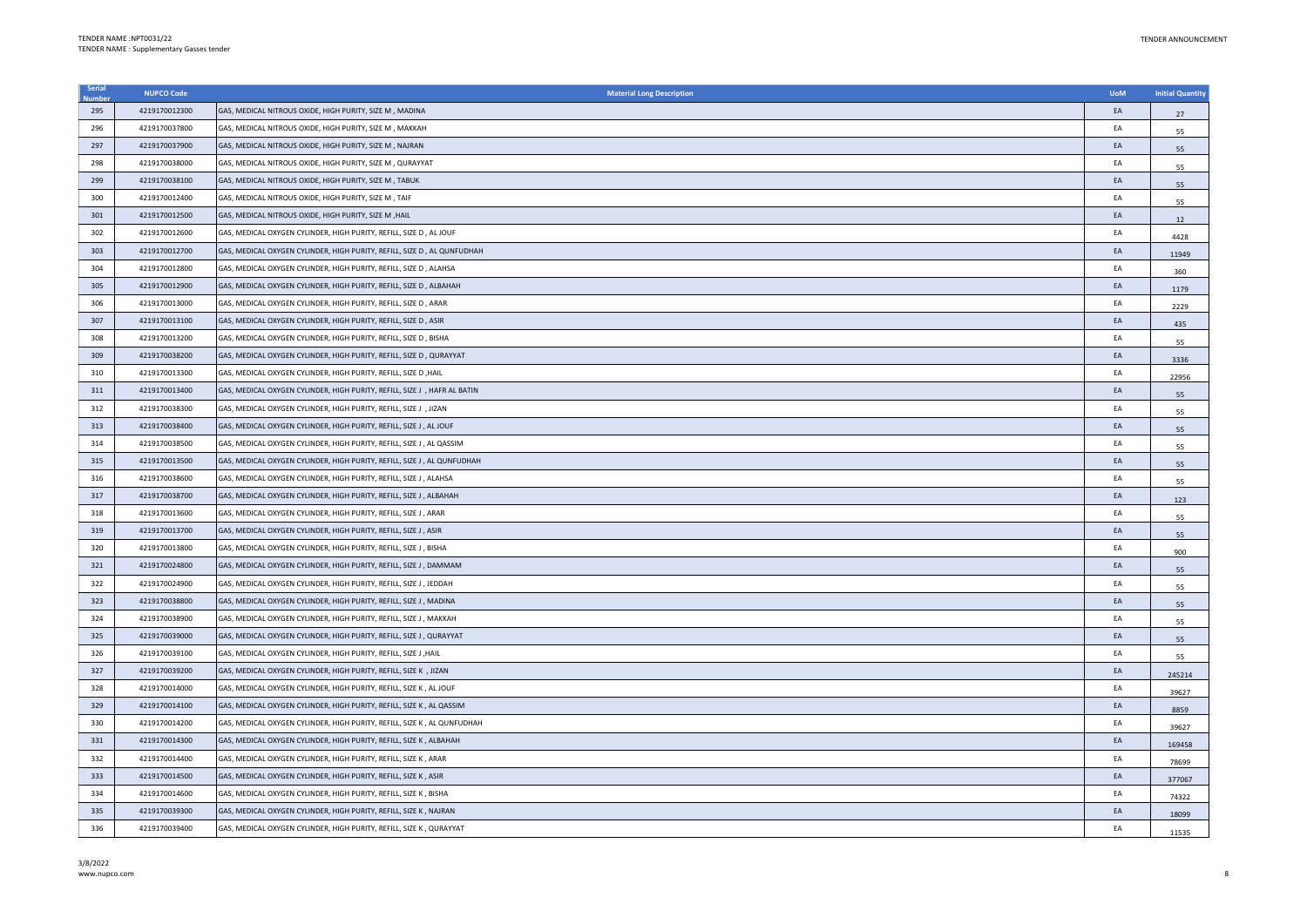| Serial Number | NUPCO Code | Material Long Description | UoM | Initial Quantity |
|---|---|---|---|---|
| 295 | 4219170012300 | GAS, MEDICAL NITROUS OXIDE, HIGH PURITY, SIZE M , MADINA | EA | 27 |
| 296 | 4219170037800 | GAS, MEDICAL NITROUS OXIDE, HIGH PURITY, SIZE M , MAKKAH | EA | 55 |
| 297 | 4219170037900 | GAS, MEDICAL NITROUS OXIDE, HIGH PURITY, SIZE M , NAJRAN | EA | 55 |
| 298 | 4219170038000 | GAS, MEDICAL NITROUS OXIDE, HIGH PURITY, SIZE M , QURAYYAT | EA | 55 |
| 299 | 4219170038100 | GAS, MEDICAL NITROUS OXIDE, HIGH PURITY, SIZE M , TABUK | EA | 55 |
| 300 | 4219170012400 | GAS, MEDICAL NITROUS OXIDE, HIGH PURITY, SIZE M , TAIF | EA | 55 |
| 301 | 4219170012500 | GAS, MEDICAL NITROUS OXIDE, HIGH PURITY, SIZE M ,HAIL | EA | 12 |
| 302 | 4219170012600 | GAS, MEDICAL OXYGEN CYLINDER, HIGH PURITY, REFILL, SIZE D , AL JOUF | EA | 4428 |
| 303 | 4219170012700 | GAS, MEDICAL OXYGEN CYLINDER, HIGH PURITY, REFILL, SIZE D , AL QUNFUDHAH | EA | 11949 |
| 304 | 4219170012800 | GAS, MEDICAL OXYGEN CYLINDER, HIGH PURITY, REFILL, SIZE D , ALAHSA | EA | 360 |
| 305 | 4219170012900 | GAS, MEDICAL OXYGEN CYLINDER, HIGH PURITY, REFILL, SIZE D , ALBAHAH | EA | 1179 |
| 306 | 4219170013000 | GAS, MEDICAL OXYGEN CYLINDER, HIGH PURITY, REFILL, SIZE D , ARAR | EA | 2229 |
| 307 | 4219170013100 | GAS, MEDICAL OXYGEN CYLINDER, HIGH PURITY, REFILL, SIZE D , ASIR | EA | 435 |
| 308 | 4219170013200 | GAS, MEDICAL OXYGEN CYLINDER, HIGH PURITY, REFILL, SIZE D , BISHA | EA | 55 |
| 309 | 4219170038200 | GAS, MEDICAL OXYGEN CYLINDER, HIGH PURITY, REFILL, SIZE D , QURAYYAT | EA | 3336 |
| 310 | 4219170013300 | GAS, MEDICAL OXYGEN CYLINDER, HIGH PURITY, REFILL, SIZE D ,HAIL | EA | 22956 |
| 311 | 4219170013400 | GAS, MEDICAL OXYGEN CYLINDER, HIGH PURITY, REFILL, SIZE J , HAFR AL BATIN | EA | 55 |
| 312 | 4219170038300 | GAS, MEDICAL OXYGEN CYLINDER, HIGH PURITY, REFILL, SIZE J , JIZAN | EA | 55 |
| 313 | 4219170038400 | GAS, MEDICAL OXYGEN CYLINDER, HIGH PURITY, REFILL, SIZE J , AL JOUF | EA | 55 |
| 314 | 4219170038500 | GAS, MEDICAL OXYGEN CYLINDER, HIGH PURITY, REFILL, SIZE J , AL QASSIM | EA | 55 |
| 315 | 4219170013500 | GAS, MEDICAL OXYGEN CYLINDER, HIGH PURITY, REFILL, SIZE J , AL QUNFUDHAH | EA | 55 |
| 316 | 4219170038600 | GAS, MEDICAL OXYGEN CYLINDER, HIGH PURITY, REFILL, SIZE J , ALAHSA | EA | 55 |
| 317 | 4219170038700 | GAS, MEDICAL OXYGEN CYLINDER, HIGH PURITY, REFILL, SIZE J , ALBAHAH | EA | 123 |
| 318 | 4219170013600 | GAS, MEDICAL OXYGEN CYLINDER, HIGH PURITY, REFILL, SIZE J , ARAR | EA | 55 |
| 319 | 4219170013700 | GAS, MEDICAL OXYGEN CYLINDER, HIGH PURITY, REFILL, SIZE J , ASIR | EA | 55 |
| 320 | 4219170013800 | GAS, MEDICAL OXYGEN CYLINDER, HIGH PURITY, REFILL, SIZE J , BISHA | EA | 900 |
| 321 | 4219170024800 | GAS, MEDICAL OXYGEN CYLINDER, HIGH PURITY, REFILL, SIZE J , DAMMAM | EA | 55 |
| 322 | 4219170024900 | GAS, MEDICAL OXYGEN CYLINDER, HIGH PURITY, REFILL, SIZE J , JEDDAH | EA | 55 |
| 323 | 4219170038800 | GAS, MEDICAL OXYGEN CYLINDER, HIGH PURITY, REFILL, SIZE J , MADINA | EA | 55 |
| 324 | 4219170038900 | GAS, MEDICAL OXYGEN CYLINDER, HIGH PURITY, REFILL, SIZE J , MAKKAH | EA | 55 |
| 325 | 4219170039000 | GAS, MEDICAL OXYGEN CYLINDER, HIGH PURITY, REFILL, SIZE J , QURAYYAT | EA | 55 |
| 326 | 4219170039100 | GAS, MEDICAL OXYGEN CYLINDER, HIGH PURITY, REFILL, SIZE J ,HAIL | EA | 55 |
| 327 | 4219170039200 | GAS, MEDICAL OXYGEN CYLINDER, HIGH PURITY, REFILL, SIZE K , JIZAN | EA | 245214 |
| 328 | 4219170014000 | GAS, MEDICAL OXYGEN CYLINDER, HIGH PURITY, REFILL, SIZE K , AL JOUF | EA | 39627 |
| 329 | 4219170014100 | GAS, MEDICAL OXYGEN CYLINDER, HIGH PURITY, REFILL, SIZE K , AL QASSIM | EA | 8859 |
| 330 | 4219170014200 | GAS, MEDICAL OXYGEN CYLINDER, HIGH PURITY, REFILL, SIZE K , AL QUNFUDHAH | EA | 39627 |
| 331 | 4219170014300 | GAS, MEDICAL OXYGEN CYLINDER, HIGH PURITY, REFILL, SIZE K , ALBAHAH | EA | 169458 |
| 332 | 4219170014400 | GAS, MEDICAL OXYGEN CYLINDER, HIGH PURITY, REFILL, SIZE K , ARAR | EA | 78699 |
| 333 | 4219170014500 | GAS, MEDICAL OXYGEN CYLINDER, HIGH PURITY, REFILL, SIZE K , ASIR | EA | 377067 |
| 334 | 4219170014600 | GAS, MEDICAL OXYGEN CYLINDER, HIGH PURITY, REFILL, SIZE K , BISHA | EA | 74322 |
| 335 | 4219170039300 | GAS, MEDICAL OXYGEN CYLINDER, HIGH PURITY, REFILL, SIZE K , NAJRAN | EA | 18099 |
| 336 | 4219170039400 | GAS, MEDICAL OXYGEN CYLINDER, HIGH PURITY, REFILL, SIZE K , QURAYYAT | EA | 11535 |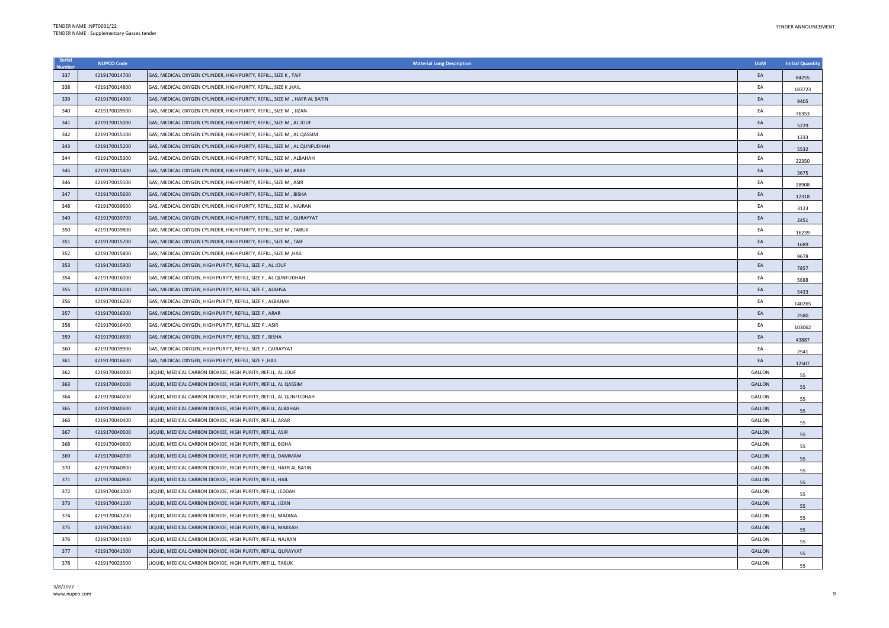| Serial Number | NUPCO Code | Material Long Description | UoM | Initial Quantity |
|---|---|---|---|---|
| 337 | 4219170014700 | GAS, MEDICAL OXYGEN CYLINDER, HIGH PURITY, REFILL, SIZE K , TAIF | EA | 84255 |
| 338 | 4219170014800 | GAS, MEDICAL OXYGEN CYLINDER, HIGH PURITY, REFILL, SIZE K ,HAIL | EA | 183723 |
| 339 | 4219170014900 | GAS, MEDICAL OXYGEN CYLINDER, HIGH PURITY, REFILL, SIZE M , HAFR AL BATIN | EA | 9405 |
| 340 | 4219170039500 | GAS, MEDICAL OXYGEN CYLINDER, HIGH PURITY, REFILL, SIZE M , JIZAN | EA | 76353 |
| 341 | 4219170015000 | GAS, MEDICAL OXYGEN CYLINDER, HIGH PURITY, REFILL, SIZE M , AL JOUF | EA | 5229 |
| 342 | 4219170015100 | GAS, MEDICAL OXYGEN CYLINDER, HIGH PURITY, REFILL, SIZE M , AL QASSIM | EA | 1233 |
| 343 | 4219170015200 | GAS, MEDICAL OXYGEN CYLINDER, HIGH PURITY, REFILL, SIZE M , AL QUNFUDHAH | EA | 5532 |
| 344 | 4219170015300 | GAS, MEDICAL OXYGEN CYLINDER, HIGH PURITY, REFILL, SIZE M , ALBAHAH | EA | 22350 |
| 345 | 4219170015400 | GAS, MEDICAL OXYGEN CYLINDER, HIGH PURITY, REFILL, SIZE M , ARAR | EA | 3675 |
| 346 | 4219170015500 | GAS, MEDICAL OXYGEN CYLINDER, HIGH PURITY, REFILL, SIZE M , ASIR | EA | 28908 |
| 347 | 4219170015600 | GAS, MEDICAL OXYGEN CYLINDER, HIGH PURITY, REFILL, SIZE M , BISHA | EA | 12318 |
| 348 | 4219170039600 | GAS, MEDICAL OXYGEN CYLINDER, HIGH PURITY, REFILL, SIZE M , NAJRAN | EA | 3123 |
| 349 | 4219170039700 | GAS, MEDICAL OXYGEN CYLINDER, HIGH PURITY, REFILL, SIZE M , QURAYYAT | EA | 2451 |
| 350 | 4219170039800 | GAS, MEDICAL OXYGEN CYLINDER, HIGH PURITY, REFILL, SIZE M , TABUK | EA | 16239 |
| 351 | 4219170015700 | GAS, MEDICAL OXYGEN CYLINDER, HIGH PURITY, REFILL, SIZE M , TAIF | EA | 1689 |
| 352 | 4219170015800 | GAS, MEDICAL OXYGEN CYLINDER, HIGH PURITY, REFILL, SIZE M ,HAIL | EA | 9678 |
| 353 | 4219170015900 | GAS, MEDICAL OXYGEN, HIGH PURITY, REFILL, SIZE F , AL JOUF | EA | 7857 |
| 354 | 4219170016000 | GAS, MEDICAL OXYGEN, HIGH PURITY, REFILL, SIZE F , AL QUNFUDHAH | EA | 5688 |
| 355 | 4219170016100 | GAS, MEDICAL OXYGEN, HIGH PURITY, REFILL, SIZE F , ALAHSA | EA | 5433 |
| 356 | 4219170016200 | GAS, MEDICAL OXYGEN, HIGH PURITY, REFILL, SIZE F , ALBAHAH | EA | 140265 |
| 357 | 4219170016300 | GAS, MEDICAL OXYGEN, HIGH PURITY, REFILL, SIZE F , ARAR | EA | 2580 |
| 358 | 4219170016400 | GAS, MEDICAL OXYGEN, HIGH PURITY, REFILL, SIZE F , ASIR | EA | 103062 |
| 359 | 4219170016500 | GAS, MEDICAL OXYGEN, HIGH PURITY, REFILL, SIZE F , BISHA | EA | 43887 |
| 360 | 4219170039900 | GAS, MEDICAL OXYGEN, HIGH PURITY, REFILL, SIZE F , QURAYYAT | EA | 2541 |
| 361 | 4219170016600 | GAS, MEDICAL OXYGEN, HIGH PURITY, REFILL, SIZE F ,HAIL | EA | 12507 |
| 362 | 4219170040000 | LIQUID, MEDICAL CARBON DIOXIDE, HIGH PURITY, REFILL, AL JOUF | GALLON | 55 |
| 363 | 4219170040100 | LIQUID, MEDICAL CARBON DIOXIDE, HIGH PURITY, REFILL, AL QASSIM | GALLON | 55 |
| 364 | 4219170040200 | LIQUID, MEDICAL CARBON DIOXIDE, HIGH PURITY, REFILL, AL QUNFUDHAH | GALLON | 55 |
| 365 | 4219170040300 | LIQUID, MEDICAL CARBON DIOXIDE, HIGH PURITY, REFILL, ALBAHAH | GALLON | 55 |
| 366 | 4219170040400 | LIQUID, MEDICAL CARBON DIOXIDE, HIGH PURITY, REFILL, ARAR | GALLON | 55 |
| 367 | 4219170040500 | LIQUID, MEDICAL CARBON DIOXIDE, HIGH PURITY, REFILL, ASIR | GALLON | 55 |
| 368 | 4219170040600 | LIQUID, MEDICAL CARBON DIOXIDE, HIGH PURITY, REFILL, BISHA | GALLON | 55 |
| 369 | 4219170040700 | LIQUID, MEDICAL CARBON DIOXIDE, HIGH PURITY, REFILL, DAMMAM | GALLON | 55 |
| 370 | 4219170040800 | LIQUID, MEDICAL CARBON DIOXIDE, HIGH PURITY, REFILL, HAFR AL BATIN | GALLON | 55 |
| 371 | 4219170040900 | LIQUID, MEDICAL CARBON DIOXIDE, HIGH PURITY, REFILL, HAIL | GALLON | 55 |
| 372 | 4219170041000 | LIQUID, MEDICAL CARBON DIOXIDE, HIGH PURITY, REFILL, JEDDAH | GALLON | 55 |
| 373 | 4219170041100 | LIQUID, MEDICAL CARBON DIOXIDE, HIGH PURITY, REFILL, JIZAN | GALLON | 55 |
| 374 | 4219170041200 | LIQUID, MEDICAL CARBON DIOXIDE, HIGH PURITY, REFILL, MADINA | GALLON | 55 |
| 375 | 4219170041300 | LIQUID, MEDICAL CARBON DIOXIDE, HIGH PURITY, REFILL, MAKKAH | GALLON | 55 |
| 376 | 4219170041400 | LIQUID, MEDICAL CARBON DIOXIDE, HIGH PURITY, REFILL, NAJRAN | GALLON | 55 |
| 377 | 4219170041500 | LIQUID, MEDICAL CARBON DIOXIDE, HIGH PURITY, REFILL, QURAYYAT | GALLON | 55 |
| 378 | 4219170023500 | LIQUID, MEDICAL CARBON DIOXIDE, HIGH PURITY, REFILL, TABUK | GALLON | 55 |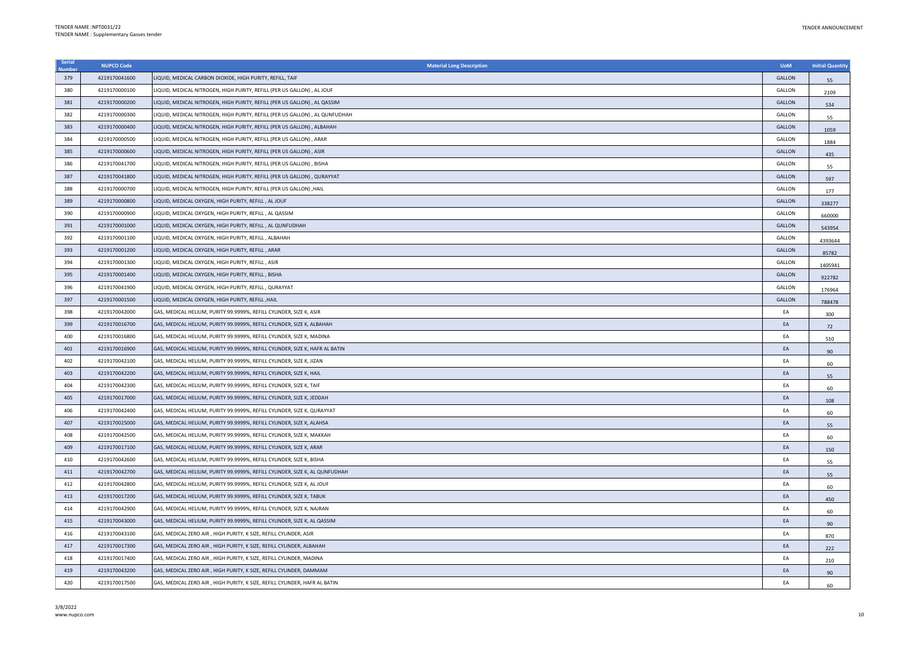| Serial Number | NUPCO Code | Material Long Description | UoM | Initial Quantity |
|---|---|---|---|---|
| 379 | 4219170041600 | LIQUID, MEDICAL CARBON DIOXIDE, HIGH PURITY, REFILL, TAIF | GALLON | 55 |
| 380 | 4219170000100 | LIQUID, MEDICAL NITROGEN, HIGH PURITY, REFILL (PER US GALLON) , AL JOUF | GALLON | 2109 |
| 381 | 4219170000200 | LIQUID, MEDICAL NITROGEN, HIGH PURITY, REFILL (PER US GALLON) , AL QASSIM | GALLON | 534 |
| 382 | 4219170000300 | LIQUID, MEDICAL NITROGEN, HIGH PURITY, REFILL (PER US GALLON) , AL QUNFUDHAH | GALLON | 55 |
| 383 | 4219170000400 | LIQUID, MEDICAL NITROGEN, HIGH PURITY, REFILL (PER US GALLON) , ALBAHAH | GALLON | 1059 |
| 384 | 4219170000500 | LIQUID, MEDICAL NITROGEN, HIGH PURITY, REFILL (PER US GALLON) , ARAR | GALLON | 1884 |
| 385 | 4219170000600 | LIQUID, MEDICAL NITROGEN, HIGH PURITY, REFILL (PER US GALLON) , ASIR | GALLON | 435 |
| 386 | 4219170041700 | LIQUID, MEDICAL NITROGEN, HIGH PURITY, REFILL (PER US GALLON) , BISHA | GALLON | 55 |
| 387 | 4219170041800 | LIQUID, MEDICAL NITROGEN, HIGH PURITY, REFILL (PER US GALLON) , QURAYYAT | GALLON | 597 |
| 388 | 4219170000700 | LIQUID, MEDICAL NITROGEN, HIGH PURITY, REFILL (PER US GALLON) ,HAIL | GALLON | 177 |
| 389 | 4219170000800 | LIQUID, MEDICAL OXYGEN, HIGH PURITY, REFILL , AL JOUF | GALLON | 338277 |
| 390 | 4219170000900 | LIQUID, MEDICAL OXYGEN, HIGH PURITY, REFILL , AL QASSIM | GALLON | 660000 |
| 391 | 4219170001000 | LIQUID, MEDICAL OXYGEN, HIGH PURITY, REFILL , AL QUNFUDHAH | GALLON | 543954 |
| 392 | 4219170001100 | LIQUID, MEDICAL OXYGEN, HIGH PURITY, REFILL , ALBAHAH | GALLON | 4393644 |
| 393 | 4219170001200 | LIQUID, MEDICAL OXYGEN, HIGH PURITY, REFILL , ARAR | GALLON | 85782 |
| 394 | 4219170001300 | LIQUID, MEDICAL OXYGEN, HIGH PURITY, REFILL , ASIR | GALLON | 1405941 |
| 395 | 4219170001400 | LIQUID, MEDICAL OXYGEN, HIGH PURITY, REFILL , BISHA | GALLON | 922782 |
| 396 | 4219170041900 | LIQUID, MEDICAL OXYGEN, HIGH PURITY, REFILL , QURAYYAT | GALLON | 176964 |
| 397 | 4219170001500 | LIQUID, MEDICAL OXYGEN, HIGH PURITY, REFILL ,HAIL | GALLON | 788478 |
| 398 | 4219170042000 | GAS, MEDICAL HELIUM, PURITY 99.9999%, REFILL CYLINDER, SIZE K, ASIR | EA | 300 |
| 399 | 4219170016700 | GAS, MEDICAL HELIUM, PURITY 99.9999%, REFILL CYLINDER, SIZE K, ALBAHAH | EA | 72 |
| 400 | 4219170016800 | GAS, MEDICAL HELIUM, PURITY 99.9999%, REFILL CYLINDER, SIZE K, MADINA | EA | 510 |
| 401 | 4219170016900 | GAS, MEDICAL HELIUM, PURITY 99.9999%, REFILL CYLINDER, SIZE K, HAFR AL BATIN | EA | 90 |
| 402 | 4219170042100 | GAS, MEDICAL HELIUM, PURITY 99.9999%, REFILL CYLINDER, SIZE K, JIZAN | EA | 60 |
| 403 | 4219170042200 | GAS, MEDICAL HELIUM, PURITY 99.9999%, REFILL CYLINDER, SIZE K, HAIL | EA | 55 |
| 404 | 4219170042300 | GAS, MEDICAL HELIUM, PURITY 99.9999%, REFILL CYLINDER, SIZE K, TAIF | EA | 60 |
| 405 | 4219170017000 | GAS, MEDICAL HELIUM, PURITY 99.9999%, REFILL CYLINDER, SIZE K, JEDDAH | EA | 108 |
| 406 | 4219170042400 | GAS, MEDICAL HELIUM, PURITY 99.9999%, REFILL CYLINDER, SIZE K, QURAYYAT | EA | 60 |
| 407 | 4219170025000 | GAS, MEDICAL HELIUM, PURITY 99.9999%, REFILL CYLINDER, SIZE K, ALAHSA | EA | 55 |
| 408 | 4219170042500 | GAS, MEDICAL HELIUM, PURITY 99.9999%, REFILL CYLINDER, SIZE K, MAKKAH | EA | 60 |
| 409 | 4219170017100 | GAS, MEDICAL HELIUM, PURITY 99.9999%, REFILL CYLINDER, SIZE K, ARAR | EA | 150 |
| 410 | 4219170042600 | GAS, MEDICAL HELIUM, PURITY 99.9999%, REFILL CYLINDER, SIZE K, BISHA | EA | 55 |
| 411 | 4219170042700 | GAS, MEDICAL HELIUM, PURITY 99.9999%, REFILL CYLINDER, SIZE K, AL QUNFUDHAH | EA | 55 |
| 412 | 4219170042800 | GAS, MEDICAL HELIUM, PURITY 99.9999%, REFILL CYLINDER, SIZE K, AL JOUF | EA | 60 |
| 413 | 4219170017200 | GAS, MEDICAL HELIUM, PURITY 99.9999%, REFILL CYLINDER, SIZE K, TABUK | EA | 450 |
| 414 | 4219170042900 | GAS, MEDICAL HELIUM, PURITY 99.9999%, REFILL CYLINDER, SIZE K, NAJRAN | EA | 60 |
| 415 | 4219170043000 | GAS, MEDICAL HELIUM, PURITY 99.9999%, REFILL CYLINDER, SIZE K, AL QASSIM | EA | 90 |
| 416 | 4219170043100 | GAS, MEDICAL ZERO AIR , HIGH PURITY, K SIZE, REFILL CYLINDER, ASIR | EA | 870 |
| 417 | 4219170017300 | GAS, MEDICAL ZERO AIR , HIGH PURITY, K SIZE, REFILL CYLINDER, ALBAHAH | EA | 222 |
| 418 | 4219170017400 | GAS, MEDICAL ZERO AIR , HIGH PURITY, K SIZE, REFILL CYLINDER, MADINA | EA | 210 |
| 419 | 4219170043200 | GAS, MEDICAL ZERO AIR , HIGH PURITY, K SIZE, REFILL CYLINDER, DAMMAM | EA | 90 |
| 420 | 4219170017500 | GAS, MEDICAL ZERO AIR , HIGH PURITY, K SIZE, REFILL CYLINDER, HAFR AL BATIN | EA | 60 |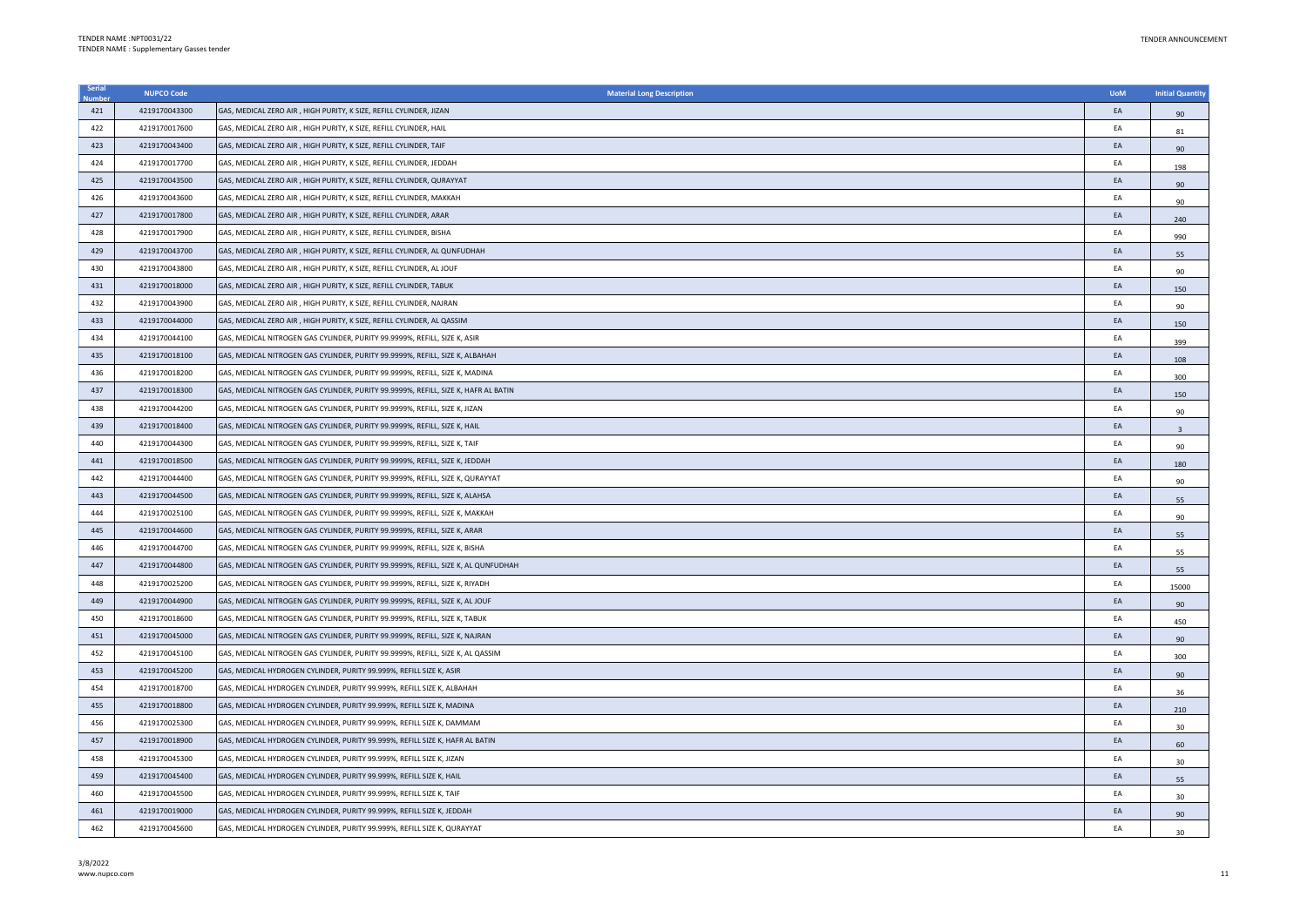| Serial Number | NUPCO Code | Material Long Description | UoM | Initial Quantity |
|---|---|---|---|---|
| 421 | 4219170043300 | GAS, MEDICAL ZERO AIR , HIGH PURITY, K SIZE, REFILL CYLINDER, JIZAN | EA | 90 |
| 422 | 4219170017600 | GAS, MEDICAL ZERO AIR , HIGH PURITY, K SIZE, REFILL CYLINDER, HAIL | EA | 81 |
| 423 | 4219170043400 | GAS, MEDICAL ZERO AIR , HIGH PURITY, K SIZE, REFILL CYLINDER, TAIF | EA | 90 |
| 424 | 4219170017700 | GAS, MEDICAL ZERO AIR , HIGH PURITY, K SIZE, REFILL CYLINDER, JEDDAH | EA | 198 |
| 425 | 4219170043500 | GAS, MEDICAL ZERO AIR , HIGH PURITY, K SIZE, REFILL CYLINDER, QURAYYAT | EA | 90 |
| 426 | 4219170043600 | GAS, MEDICAL ZERO AIR , HIGH PURITY, K SIZE, REFILL CYLINDER, MAKKAH | EA | 90 |
| 427 | 4219170017800 | GAS, MEDICAL ZERO AIR , HIGH PURITY, K SIZE, REFILL CYLINDER, ARAR | EA | 240 |
| 428 | 4219170017900 | GAS, MEDICAL ZERO AIR , HIGH PURITY, K SIZE, REFILL CYLINDER, BISHA | EA | 990 |
| 429 | 4219170043700 | GAS, MEDICAL ZERO AIR , HIGH PURITY, K SIZE, REFILL CYLINDER, AL QUNFUDHAH | EA | 55 |
| 430 | 4219170043800 | GAS, MEDICAL ZERO AIR , HIGH PURITY, K SIZE, REFILL CYLINDER, AL JOUF | EA | 90 |
| 431 | 4219170018000 | GAS, MEDICAL ZERO AIR , HIGH PURITY, K SIZE, REFILL CYLINDER, TABUK | EA | 150 |
| 432 | 4219170043900 | GAS, MEDICAL ZERO AIR , HIGH PURITY, K SIZE, REFILL CYLINDER, NAJRAN | EA | 90 |
| 433 | 4219170044000 | GAS, MEDICAL ZERO AIR , HIGH PURITY, K SIZE, REFILL CYLINDER, AL QASSIM | EA | 150 |
| 434 | 4219170044100 | GAS, MEDICAL NITROGEN GAS CYLINDER, PURITY 99.9999%, REFILL, SIZE K, ASIR | EA | 399 |
| 435 | 4219170018100 | GAS, MEDICAL NITROGEN GAS CYLINDER, PURITY 99.9999%, REFILL, SIZE K, ALBAHAH | EA | 108 |
| 436 | 4219170018200 | GAS, MEDICAL NITROGEN GAS CYLINDER, PURITY 99.9999%, REFILL, SIZE K, MADINA | EA | 300 |
| 437 | 4219170018300 | GAS, MEDICAL NITROGEN GAS CYLINDER, PURITY 99.9999%, REFILL, SIZE K, HAFR AL BATIN | EA | 150 |
| 438 | 4219170044200 | GAS, MEDICAL NITROGEN GAS CYLINDER, PURITY 99.9999%, REFILL, SIZE K, JIZAN | EA | 90 |
| 439 | 4219170018400 | GAS, MEDICAL NITROGEN GAS CYLINDER, PURITY 99.9999%, REFILL, SIZE K, HAIL | EA | 3 |
| 440 | 4219170044300 | GAS, MEDICAL NITROGEN GAS CYLINDER, PURITY 99.9999%, REFILL, SIZE K, TAIF | EA | 90 |
| 441 | 4219170018500 | GAS, MEDICAL NITROGEN GAS CYLINDER, PURITY 99.9999%, REFILL, SIZE K, JEDDAH | EA | 180 |
| 442 | 4219170044400 | GAS, MEDICAL NITROGEN GAS CYLINDER, PURITY 99.9999%, REFILL, SIZE K, QURAYYAT | EA | 90 |
| 443 | 4219170044500 | GAS, MEDICAL NITROGEN GAS CYLINDER, PURITY 99.9999%, REFILL, SIZE K, ALAHSA | EA | 55 |
| 444 | 4219170025100 | GAS, MEDICAL NITROGEN GAS CYLINDER, PURITY 99.9999%, REFILL, SIZE K, MAKKAH | EA | 90 |
| 445 | 4219170044600 | GAS, MEDICAL NITROGEN GAS CYLINDER, PURITY 99.9999%, REFILL, SIZE K, ARAR | EA | 55 |
| 446 | 4219170044700 | GAS, MEDICAL NITROGEN GAS CYLINDER, PURITY 99.9999%, REFILL, SIZE K, BISHA | EA | 55 |
| 447 | 4219170044800 | GAS, MEDICAL NITROGEN GAS CYLINDER, PURITY 99.9999%, REFILL, SIZE K, AL QUNFUDHAH | EA | 55 |
| 448 | 4219170025200 | GAS, MEDICAL NITROGEN GAS CYLINDER, PURITY 99.9999%, REFILL, SIZE K, RIYADH | EA | 15000 |
| 449 | 4219170044900 | GAS, MEDICAL NITROGEN GAS CYLINDER, PURITY 99.9999%, REFILL, SIZE K, AL JOUF | EA | 90 |
| 450 | 4219170018600 | GAS, MEDICAL NITROGEN GAS CYLINDER, PURITY 99.9999%, REFILL, SIZE K, TABUK | EA | 450 |
| 451 | 4219170045000 | GAS, MEDICAL NITROGEN GAS CYLINDER, PURITY 99.9999%, REFILL, SIZE K, NAJRAN | EA | 90 |
| 452 | 4219170045100 | GAS, MEDICAL NITROGEN GAS CYLINDER, PURITY 99.9999%, REFILL, SIZE K, AL QASSIM | EA | 300 |
| 453 | 4219170045200 | GAS, MEDICAL HYDROGEN CYLINDER, PURITY 99.999%, REFILL SIZE K, ASIR | EA | 90 |
| 454 | 4219170018700 | GAS, MEDICAL HYDROGEN CYLINDER, PURITY 99.999%, REFILL SIZE K, ALBAHAH | EA | 36 |
| 455 | 4219170018800 | GAS, MEDICAL HYDROGEN CYLINDER, PURITY 99.999%, REFILL SIZE K, MADINA | EA | 210 |
| 456 | 4219170025300 | GAS, MEDICAL HYDROGEN CYLINDER, PURITY 99.999%, REFILL SIZE K, DAMMAM | EA | 30 |
| 457 | 4219170018900 | GAS, MEDICAL HYDROGEN CYLINDER, PURITY 99.999%, REFILL SIZE K, HAFR AL BATIN | EA | 60 |
| 458 | 4219170045300 | GAS, MEDICAL HYDROGEN CYLINDER, PURITY 99.999%, REFILL SIZE K, JIZAN | EA | 30 |
| 459 | 4219170045400 | GAS, MEDICAL HYDROGEN CYLINDER, PURITY 99.999%, REFILL SIZE K, HAIL | EA | 55 |
| 460 | 4219170045500 | GAS, MEDICAL HYDROGEN CYLINDER, PURITY 99.999%, REFILL SIZE K, TAIF | EA | 30 |
| 461 | 4219170019000 | GAS, MEDICAL HYDROGEN CYLINDER, PURITY 99.999%, REFILL SIZE K, JEDDAH | EA | 90 |
| 462 | 4219170045600 | GAS, MEDICAL HYDROGEN CYLINDER, PURITY 99.999%, REFILL SIZE K, QURAYYAT | EA | 30 |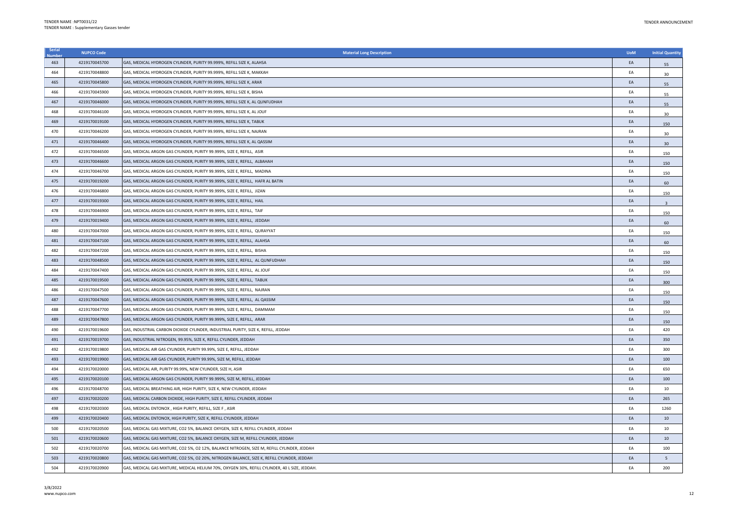| Serial Number | NUPCO Code | Material Long Description | UoM | Initial Quantity |
|---|---|---|---|---|
| 463 | 4219170045700 | GAS, MEDICAL HYDROGEN CYLINDER, PURITY 99.999%, REFILL SIZE K, ALAHSA | EA | 55 |
| 464 | 4219170048800 | GAS, MEDICAL HYDROGEN CYLINDER, PURITY 99.999%, REFILL SIZE K, MAKKAH | EA | 30 |
| 465 | 4219170045800 | GAS, MEDICAL HYDROGEN CYLINDER, PURITY 99.999%, REFILL SIZE K, ARAR | EA | 55 |
| 466 | 4219170045900 | GAS, MEDICAL HYDROGEN CYLINDER, PURITY 99.999%, REFILL SIZE K, BISHA | EA | 55 |
| 467 | 4219170046000 | GAS, MEDICAL HYDROGEN CYLINDER, PURITY 99.999%, REFILL SIZE K, AL QUNFUDHAH | EA | 55 |
| 468 | 4219170046100 | GAS, MEDICAL HYDROGEN CYLINDER, PURITY 99.999%, REFILL SIZE K, AL JOUF | EA | 30 |
| 469 | 4219170019100 | GAS, MEDICAL HYDROGEN CYLINDER, PURITY 99.999%, REFILL SIZE K, TABUK | EA | 150 |
| 470 | 4219170046200 | GAS, MEDICAL HYDROGEN CYLINDER, PURITY 99.999%, REFILL SIZE K, NAJRAN | EA | 30 |
| 471 | 4219170046400 | GAS, MEDICAL HYDROGEN CYLINDER, PURITY 99.999%, REFILL SIZE K, AL QASSIM | EA | 30 |
| 472 | 4219170046500 | GAS, MEDICAL ARGON GAS CYLINDER, PURITY 99.999%, SIZE E, REFILL, ASIR | EA | 150 |
| 473 | 4219170046600 | GAS, MEDICAL ARGON GAS CYLINDER, PURITY 99.999%, SIZE E, REFILL, ALBAHAH | EA | 150 |
| 474 | 4219170046700 | GAS, MEDICAL ARGON GAS CYLINDER, PURITY 99.999%, SIZE E, REFILL, MADINA | EA | 150 |
| 475 | 4219170019200 | GAS, MEDICAL ARGON GAS CYLINDER, PURITY 99.999%, SIZE E, REFILL, HAFR AL BATIN | EA | 60 |
| 476 | 4219170046800 | GAS, MEDICAL ARGON GAS CYLINDER, PURITY 99.999%, SIZE E, REFILL, JIZAN | EA | 150 |
| 477 | 4219170019300 | GAS, MEDICAL ARGON GAS CYLINDER, PURITY 99.999%, SIZE E, REFILL, HAIL | EA | 3 |
| 478 | 4219170046900 | GAS, MEDICAL ARGON GAS CYLINDER, PURITY 99.999%, SIZE E, REFILL, TAIF | EA | 150 |
| 479 | 4219170019400 | GAS, MEDICAL ARGON GAS CYLINDER, PURITY 99.999%, SIZE E, REFILL, JEDDAH | EA | 60 |
| 480 | 4219170047000 | GAS, MEDICAL ARGON GAS CYLINDER, PURITY 99.999%, SIZE E, REFILL, QURAYYAT | EA | 150 |
| 481 | 4219170047100 | GAS, MEDICAL ARGON GAS CYLINDER, PURITY 99.999%, SIZE E, REFILL, ALAHSA | EA | 60 |
| 482 | 4219170047200 | GAS, MEDICAL ARGON GAS CYLINDER, PURITY 99.999%, SIZE E, REFILL, BISHA | EA | 150 |
| 483 | 4219170048500 | GAS, MEDICAL ARGON GAS CYLINDER, PURITY 99.999%, SIZE E, REFILL, AL QUNFUDHAH | EA | 150 |
| 484 | 4219170047400 | GAS, MEDICAL ARGON GAS CYLINDER, PURITY 99.999%, SIZE E, REFILL, AL JOUF | EA | 150 |
| 485 | 4219170019500 | GAS, MEDICAL ARGON GAS CYLINDER, PURITY 99.999%, SIZE E, REFILL, TABUK | EA | 300 |
| 486 | 4219170047500 | GAS, MEDICAL ARGON GAS CYLINDER, PURITY 99.999%, SIZE E, REFILL, NAJRAN | EA | 150 |
| 487 | 4219170047600 | GAS, MEDICAL ARGON GAS CYLINDER, PURITY 99.999%, SIZE E, REFILL, AL QASSIM | EA | 150 |
| 488 | 4219170047700 | GAS, MEDICAL ARGON GAS CYLINDER, PURITY 99.999%, SIZE E, REFILL, DAMMAM | EA | 150 |
| 489 | 4219170047800 | GAS, MEDICAL ARGON GAS CYLINDER, PURITY 99.999%, SIZE E, REFILL, ARAR | EA | 150 |
| 490 | 4219170019600 | GAS, INDUSTRIAL CARBON DIOXIDE CYLINDER, INDUSTRIAL PURITY, SIZE K, REFILL, JEDDAH | EA | 420 |
| 491 | 4219170019700 | GAS, INDUSTRIAL NITROGEN, 99.95%, SIZE K, REFILL CYLINDER, JEDDAH | EA | 350 |
| 492 | 4219170019800 | GAS, MEDICAL AIR GAS CYLINDER, PURITY 99.99%, SIZE E, REFILL, JEDDAH | EA | 300 |
| 493 | 4219170019900 | GAS, MEDICAL AIR GAS CYLINDER, PURITY 99.99%, SIZE M, REFILL, JEDDAH | EA | 100 |
| 494 | 4219170020000 | GAS, MEDICAL AIR, PURITY 99.99%, NEW CYLINDER, SIZE H, ASIR | EA | 650 |
| 495 | 4219170020100 | GAS, MEDICAL ARGON GAS CYLINDER, PURITY 99.999%, SIZE M, REFILL, JEDDAH | EA | 100 |
| 496 | 4219170048700 | GAS, MEDICAL BREATHING AIR, HIGH PURITY, SIZE K, NEW CYLINDER, JEDDAH | EA | 10 |
| 497 | 4219170020200 | GAS, MEDICAL CARBON DIOXIDE, HIGH PURITY, SIZE E, REFILL CYLINDER, JEDDAH | EA | 265 |
| 498 | 4219170020300 | GAS, MEDICAL ENTONOX , HIGH PURITY, REFILL, SIZE F , ASIR | EA | 1260 |
| 499 | 4219170020400 | GAS, MEDICAL ENTONOX, HIGH PURITY, SIZE K, REFILL CYLINDER, JEDDAH | EA | 10 |
| 500 | 4219170020500 | GAS, MEDICAL GAS MIXTURE, CO2 5%, BALANCE OXYGEN, SIZE K, REFILL CYLINDER, JEDDAH | EA | 10 |
| 501 | 4219170020600 | GAS, MEDICAL GAS MIXTURE, CO2 5%, BALANCE OXYGEN, SIZE M, REFILL CYLINDER, JEDDAH | EA | 10 |
| 502 | 4219170020700 | GAS, MEDICAL GAS MIXTURE, CO2 5%, O2 12%, BALANCE NITROGEN, SIZE M, REFILL CYLINDER, JEDDAH | EA | 100 |
| 503 | 4219170020800 | GAS, MEDICAL GAS MIXTURE, CO2 5%, O2 20%, NITROGEN BALANCE, SIZE K, REFILL CYLINDER, JEDDAH | EA | 5 |
| 504 | 4219170020900 | GAS, MEDICAL GAS MIXTURE, MEDICAL HELIUM 70%, OXYGEN 30%, REFILL CYLINDER, 40 L SIZE, JEDDAH. | EA | 200 |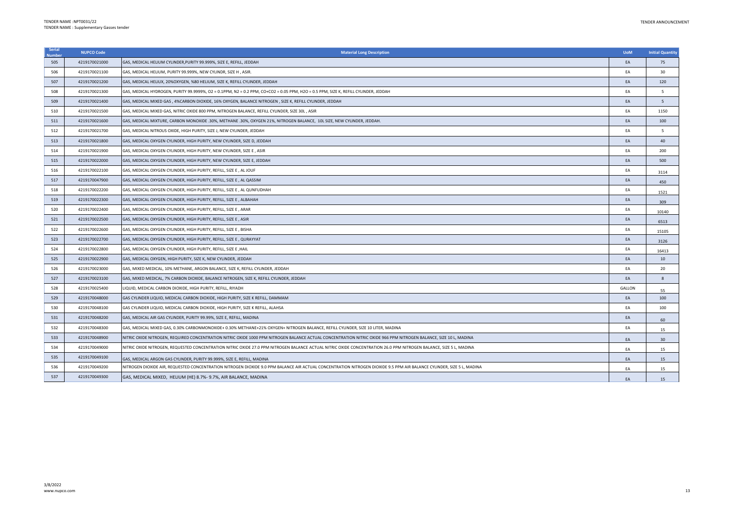| Serial Number | NUPCO Code | Material Long Description | UoM | Initial Quantity |
|---|---|---|---|---|
| 505 | 4219170021000 | GAS, MEDICAL HELIUM CYLINDER,PURITY 99.999%, SIZE E, REFILL, JEDDAH | EA | 75 |
| 506 | 4219170021100 | GAS, MEDICAL HELIUM, PURITY 99.999%, NEW CYLINDR, SIZE H , ASIR. | EA | 30 |
| 507 | 4219170021200 | GAS, MEDICAL HELIUX, 20%OXYGEN, %80 HELIUM, SIZE K, REFILL CYLINDER, JEDDAH | EA | 120 |
| 508 | 4219170021300 | GAS, MEDICAL HYDROGEN, PURITY 99.9999%, O2 = 0.1PPM, N2 = 0.2 PPM, CO+CO2 = 0.05 PPM, H2O = 0.5 PPM, SIZE K, REFILL CYLINDER, JEDDAH | EA | 5 |
| 509 | 4219170021400 | GAS, MEDICAL MIXED GAS , 4%CARBON DIOXIDE, 16% OXYGEN, BALANCE NITROGEN , SIZE K, REFILL CYLINDER, JEDDAH | EA | 5 |
| 510 | 4219170021500 | GAS, MEDICAL MIXED GAS, NITRIC OXIDE 800 PPM, NITROGEN BALANCE, REFILL CYLINDER, SIZE 30L , ASIR | EA | 1150 |
| 511 | 4219170021600 | GAS, MEDICAL MIXTURE, CARBON MONOXIDE .30%, METHANE .30%, OXYGEN 21%, NITROGEN BALANCE, 10L SIZE, NEW CYLINDER, JEDDAH. | EA | 100 |
| 512 | 4219170021700 | GAS, MEDICAL NITROUS OXIDE, HIGH PURITY, SIZE J, NEW CYLINDER, JEDDAH | EA | 5 |
| 513 | 4219170021800 | GAS, MEDICAL OXYGEN CYLINDER, HIGH PURITY, NEW CYLINDER, SIZE D, JEDDAH | EA | 40 |
| 514 | 4219170021900 | GAS, MEDICAL OXYGEN CYLINDER, HIGH PURITY, NEW CYLINDER, SIZE E , ASIR | EA | 200 |
| 515 | 4219170022000 | GAS, MEDICAL OXYGEN CYLINDER, HIGH PURITY, NEW CYLINDER, SIZE E, JEDDAH | EA | 500 |
| 516 | 4219170022100 | GAS, MEDICAL OXYGEN CYLINDER, HIGH PURITY, REFILL, SIZE E , AL JOUF | EA | 3114 |
| 517 | 4219170047900 | GAS, MEDICAL OXYGEN CYLINDER, HIGH PURITY, REFILL, SIZE E , AL QASSIM | EA | 450 |
| 518 | 4219170022200 | GAS, MEDICAL OXYGEN CYLINDER, HIGH PURITY, REFILL, SIZE E , AL QUNFUDHAH | EA | 1521 |
| 519 | 4219170022300 | GAS, MEDICAL OXYGEN CYLINDER, HIGH PURITY, REFILL, SIZE E , ALBAHAH | EA | 309 |
| 520 | 4219170022400 | GAS, MEDICAL OXYGEN CYLINDER, HIGH PURITY, REFILL, SIZE E , ARAR | EA | 10140 |
| 521 | 4219170022500 | GAS, MEDICAL OXYGEN CYLINDER, HIGH PURITY, REFILL, SIZE E , ASIR | EA | 6513 |
| 522 | 4219170022600 | GAS, MEDICAL OXYGEN CYLINDER, HIGH PURITY, REFILL, SIZE E , BISHA | EA | 15105 |
| 523 | 4219170022700 | GAS, MEDICAL OXYGEN CYLINDER, HIGH PURITY, REFILL, SIZE E , QURAYYAT | EA | 3126 |
| 524 | 4219170022800 | GAS, MEDICAL OXYGEN CYLINDER, HIGH PURITY, REFILL, SIZE E ,HAIL | EA | 16413 |
| 525 | 4219170022900 | GAS, MEDICAL OXYGEN, HIGH PURITY, SIZE K, NEW CYLINDER, JEDDAH | EA | 10 |
| 526 | 4219170023000 | GAS, MIXED MEDICAL, 10% METHANE, ARGON BALANCE, SIZE K, REFILL CYLINDER, JEDDAH | EA | 20 |
| 527 | 4219170023100 | GAS, MIXED MEDICAL, 7% CARBON DIOXIDE, BALANCE NITROGEN, SIZE K, REFILL CYLINDER, JEDDAH | EA | 8 |
| 528 | 4219170025400 | LIQUID, MEDICAL CARBON DIOXIDE, HIGH PURITY, REFILL, RIYADH | GALLON | 55 |
| 529 | 4219170048000 | GAS CYLINDER LIQUID, MEDICAL CARBON DIOXIDE, HIGH PURITY, SIZE K REFILL, DAMMAM | EA | 100 |
| 530 | 4219170048100 | GAS CYLINDER LIQUID, MEDICAL CARBON DIOXIDE, HIGH PURITY, SIZE K REFILL, ALAHSA | EA | 100 |
| 531 | 4219170048200 | GAS, MEDICAL AIR GAS CYLINDER, PURITY 99.99%, SIZE E, REFILL, MADINA | EA | 60 |
| 532 | 4219170048300 | GAS, MEDICAL MIXED GAS, 0.30% CARBONMONOXIDE+ 0.30% METHANE+21% OXYGEN+ NITROGEN BALANCE, REFILL CYLINDER, SIZE 10 LITER, MADINA | EA | 15 |
| 533 | 4219170048900 | NITRIC OXIDE NITROGEN, REQUIRED CONCENTRATION NITRIC OXIDE 1000 PPM NITROGEN BALANCE ACTUAL CONCENTRATION NITRIC OXIDE 966 PPM NITROGEN BALANCE, SIZE 10 L, MADINA | EA | 30 |
| 534 | 4219170049000 | NITRIC OXIDE NITROGEN, REQUESTED CONCENTRATION NITRIC OXIDE 27.0 PPM NITROGEN BALANCE ACTUAL NITRIC OXIDE CONCENTRATION 26.0 PPM NITROGEN BALANCE, SIZE 5 L, MADINA | EA | 15 |
| 535 | 4219170049100 | GAS, MEDICAL ARGON GAS CYLINDER, PURITY 99.999%, SIZE E, REFILL, MADINA | EA | 15 |
| 536 | 4219170049200 | NITROGEN DIOXIDE AIR, REQUESTED CONCENTRATION NITROGEN DIOXIDE 9.0 PPM BALANCE AIR ACTUAL CONCENTRATION NITROGEN DIOXIDE 9.5 PPM AIR BALANCE CYLINDER, SIZE 5 L, MADINA | EA | 15 |
| 537 | 4219170049300 | GAS, MEDICAL MIXED, HELIUM (HE) 8.7%- 9.7%, AIR BALANCE, MADINA | EA | 15 |